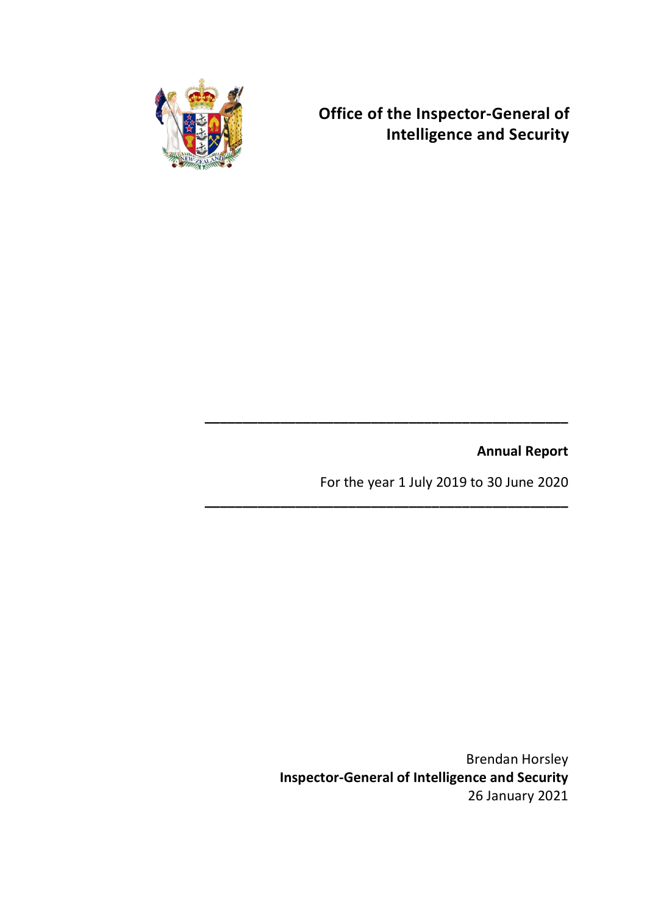# Office of the Inspector-General of Intelligence and Security

---

**Annual Report**

For the year 1 July 2019 to 30 June 2020

---

Brendan Horsley
**Inspector-General of Intelligence and Security**
26 January 2021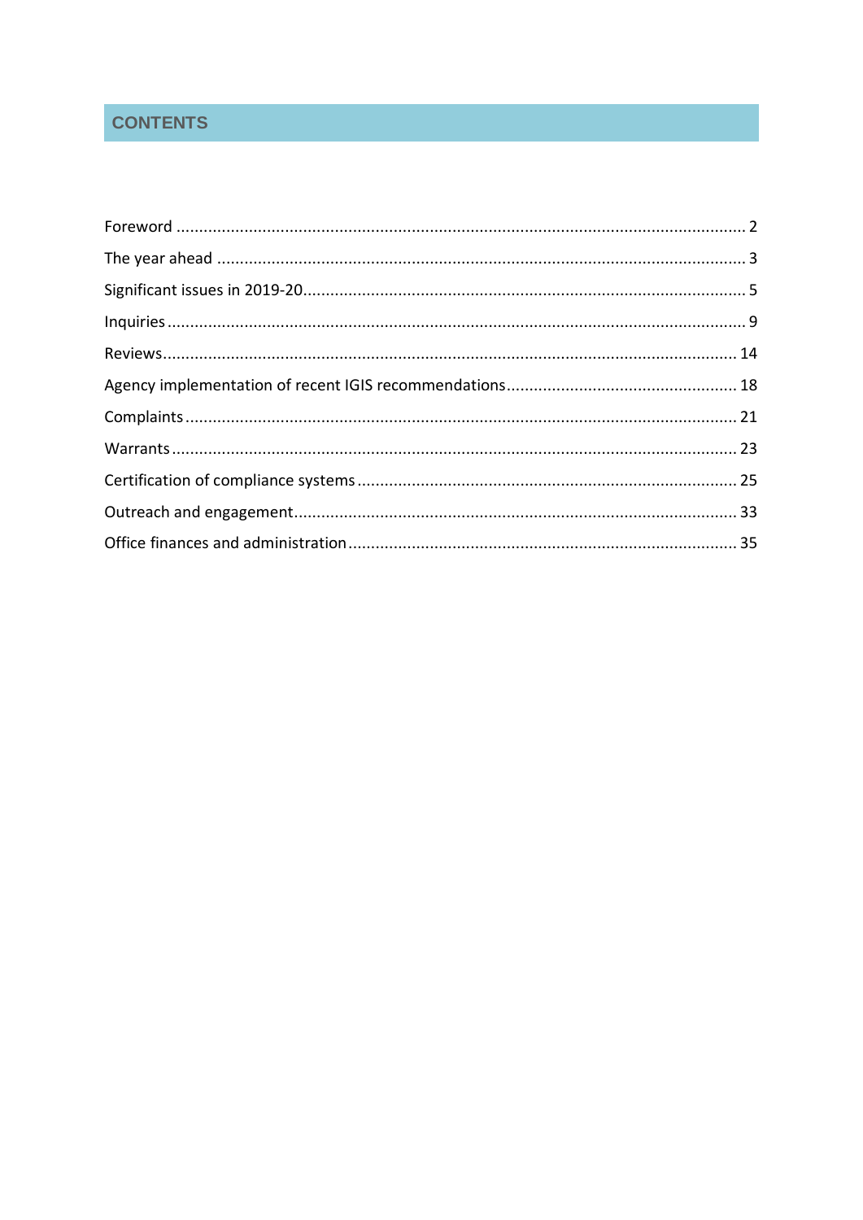## CONTENTS

Foreword ........................................................................................................................ 2

The year ahead .............................................................................................................. 3

Significant issues in 2019-20........................................................................................... 5

Inquiries .......................................................................................................................... 9

Reviews.......................................................................................................................... 14

Agency implementation of recent IGIS recommendations ............................................ 18

Complaints .................................................................................................................... 21

Warrants ....................................................................................................................... 23

Certification of compliance systems .............................................................................. 25

Outreach and engagement............................................................................................. 33

Office finances and administration ................................................................................ 35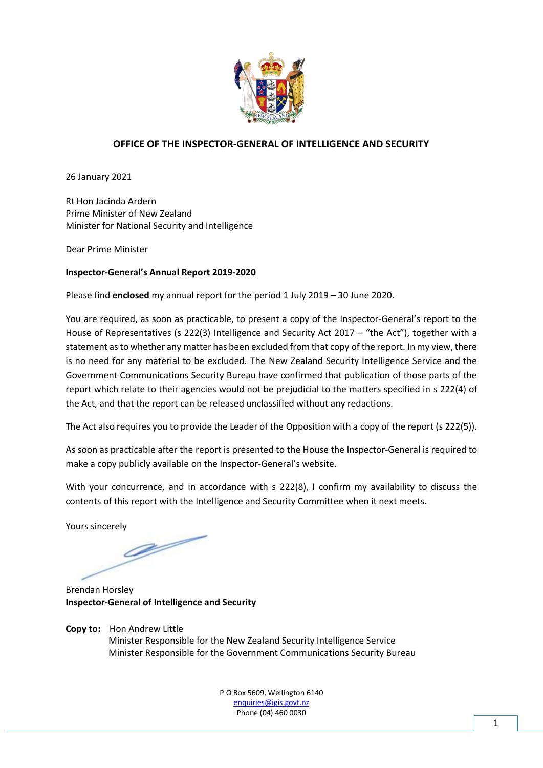**OFFICE OF THE INSPECTOR-GENERAL OF INTELLIGENCE AND SECURITY**

26 January 2021

Rt Hon Jacinda Ardern
Prime Minister of New Zealand
Minister for National Security and Intelligence

Dear Prime Minister

**Inspector-General's Annual Report 2019-2020**

Please find **enclosed** my annual report for the period 1 July 2019 – 30 June 2020.

You are required, as soon as practicable, to present a copy of the Inspector-General's report to the House of Representatives (s 222(3) Intelligence and Security Act 2017 – "the Act"), together with a statement as to whether any matter has been excluded from that copy of the report. In my view, there is no need for any material to be excluded. The New Zealand Security Intelligence Service and the Government Communications Security Bureau have confirmed that publication of those parts of the report which relate to their agencies would not be prejudicial to the matters specified in s 222(4) of the Act, and that the report can be released unclassified without any redactions.

The Act also requires you to provide the Leader of the Opposition with a copy of the report (s 222(5)).

As soon as practicable after the report is presented to the House the Inspector-General is required to make a copy publicly available on the Inspector-General's website.

With your concurrence, and in accordance with s 222(8), I confirm my availability to discuss the contents of this report with the Intelligence and Security Committee when it next meets.

Yours sincerely

Brendan Horsley
**Inspector-General of Intelligence and Security**

**Copy to:** Hon Andrew Little
Minister Responsible for the New Zealand Security Intelligence Service
Minister Responsible for the Government Communications Security Bureau

P O Box 5609, Wellington 6140
enquiries@igis.govt.nz
Phone (04) 460 0030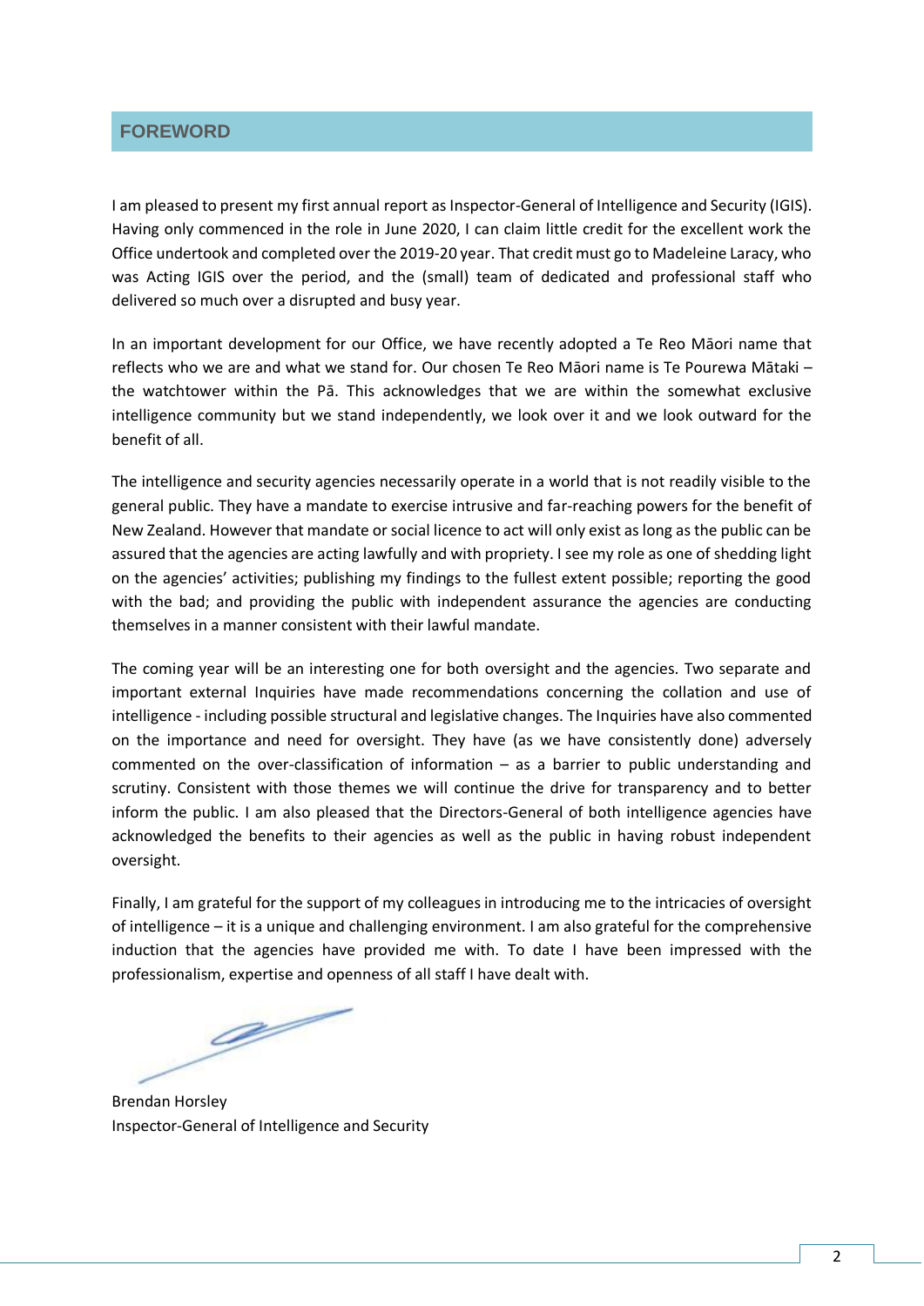## FOREWORD

I am pleased to present my first annual report as Inspector-General of Intelligence and Security (IGIS). Having only commenced in the role in June 2020, I can claim little credit for the excellent work the Office undertook and completed over the 2019-20 year. That credit must go to Madeleine Laracy, who was Acting IGIS over the period, and the (small) team of dedicated and professional staff who delivered so much over a disrupted and busy year.

In an important development for our Office, we have recently adopted a Te Reo Māori name that reflects who we are and what we stand for. Our chosen Te Reo Māori name is Te Pourewa Mātaki – the watchtower within the Pā. This acknowledges that we are within the somewhat exclusive intelligence community but we stand independently, we look over it and we look outward for the benefit of all.

The intelligence and security agencies necessarily operate in a world that is not readily visible to the general public. They have a mandate to exercise intrusive and far-reaching powers for the benefit of New Zealand. However that mandate or social licence to act will only exist as long as the public can be assured that the agencies are acting lawfully and with propriety. I see my role as one of shedding light on the agencies' activities; publishing my findings to the fullest extent possible; reporting the good with the bad; and providing the public with independent assurance the agencies are conducting themselves in a manner consistent with their lawful mandate.

The coming year will be an interesting one for both oversight and the agencies. Two separate and important external Inquiries have made recommendations concerning the collation and use of intelligence - including possible structural and legislative changes. The Inquiries have also commented on the importance and need for oversight. They have (as we have consistently done) adversely commented on the over-classification of information – as a barrier to public understanding and scrutiny. Consistent with those themes we will continue the drive for transparency and to better inform the public. I am also pleased that the Directors-General of both intelligence agencies have acknowledged the benefits to their agencies as well as the public in having robust independent oversight.

Finally, I am grateful for the support of my colleagues in introducing me to the intricacies of oversight of intelligence – it is a unique and challenging environment. I am also grateful for the comprehensive induction that the agencies have provided me with. To date I have been impressed with the professionalism, expertise and openness of all staff I have dealt with.

Brendan Horsley
Inspector-General of Intelligence and Security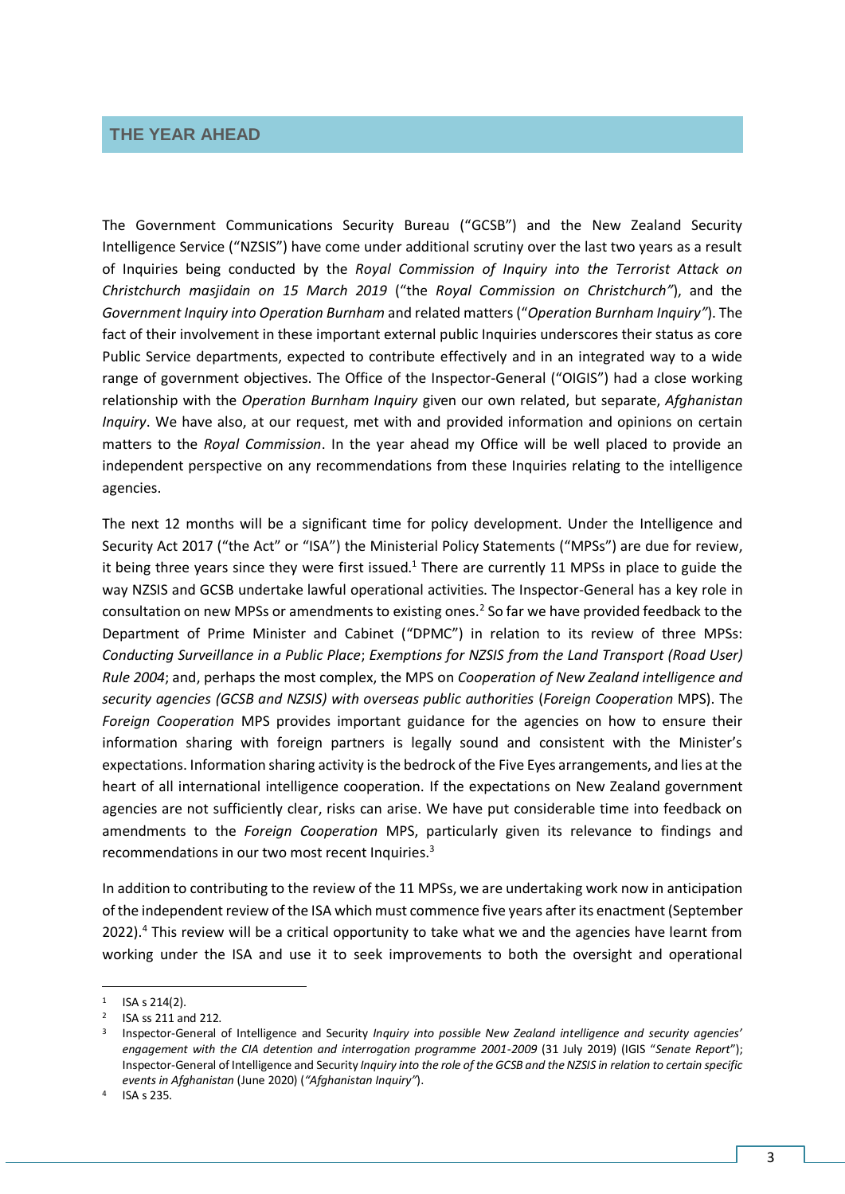## THE YEAR AHEAD

The Government Communications Security Bureau ("GCSB") and the New Zealand Security Intelligence Service ("NZSIS") have come under additional scrutiny over the last two years as a result of Inquiries being conducted by the *Royal Commission of Inquiry into the Terrorist Attack on Christchurch masjidain on 15 March 2019* ("the *Royal Commission on Christchurch"*), and the *Government Inquiry into Operation Burnham* and related matters ("*Operation Burnham Inquiry"*). The fact of their involvement in these important external public Inquiries underscores their status as core Public Service departments, expected to contribute effectively and in an integrated way to a wide range of government objectives. The Office of the Inspector-General ("OIGIS") had a close working relationship with the *Operation Burnham Inquiry* given our own related, but separate, *Afghanistan Inquiry*. We have also, at our request, met with and provided information and opinions on certain matters to the *Royal Commission*. In the year ahead my Office will be well placed to provide an independent perspective on any recommendations from these Inquiries relating to the intelligence agencies.

The next 12 months will be a significant time for policy development. Under the Intelligence and Security Act 2017 ("the Act" or "ISA") the Ministerial Policy Statements ("MPSs") are due for review, it being three years since they were first issued.[1] There are currently 11 MPSs in place to guide the way NZSIS and GCSB undertake lawful operational activities. The Inspector-General has a key role in consultation on new MPSs or amendments to existing ones.[2] So far we have provided feedback to the Department of Prime Minister and Cabinet ("DPMC") in relation to its review of three MPSs: *Conducting Surveillance in a Public Place*; *Exemptions for NZSIS from the Land Transport (Road User) Rule 2004*; and, perhaps the most complex, the MPS on *Cooperation of New Zealand intelligence and security agencies (GCSB and NZSIS) with overseas public authorities* (*Foreign Cooperation* MPS). The *Foreign Cooperation* MPS provides important guidance for the agencies on how to ensure their information sharing with foreign partners is legally sound and consistent with the Minister's expectations. Information sharing activity is the bedrock of the Five Eyes arrangements, and lies at the heart of all international intelligence cooperation. If the expectations on New Zealand government agencies are not sufficiently clear, risks can arise. We have put considerable time into feedback on amendments to the *Foreign Cooperation* MPS, particularly given its relevance to findings and recommendations in our two most recent Inquiries.[3]

In addition to contributing to the review of the 11 MPSs, we are undertaking work now in anticipation of the independent review of the ISA which must commence five years after its enactment (September 2022).[4] This review will be a critical opportunity to take what we and the agencies have learnt from working under the ISA and use it to seek improvements to both the oversight and operational

---

[1] ISA s 214(2).

[2] ISA ss 211 and 212.

[3] Inspector-General of Intelligence and Security *Inquiry into possible New Zealand intelligence and security agencies' engagement with the CIA detention and interrogation programme 2001-2009* (31 July 2019) (IGIS "*Senate Report*"); Inspector-General of Intelligence and Security *Inquiry into the role of the GCSB and the NZSIS in relation to certain specific events in Afghanistan* (June 2020) (*"Afghanistan Inquiry"*).

[4] ISA s 235.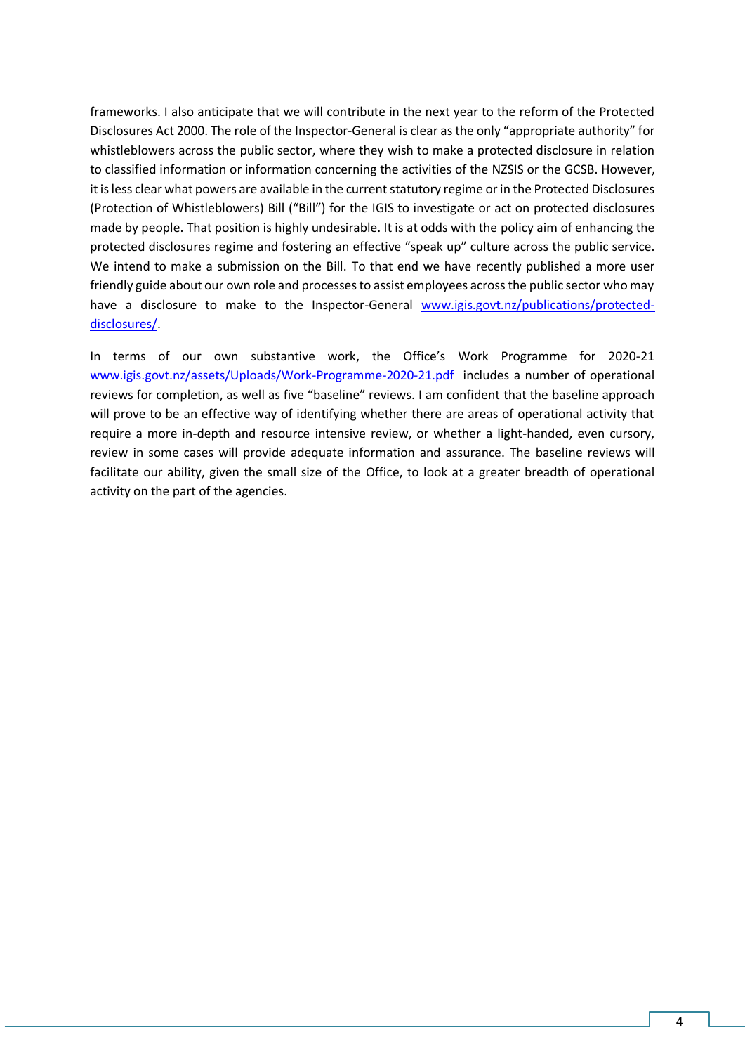frameworks. I also anticipate that we will contribute in the next year to the reform of the Protected Disclosures Act 2000. The role of the Inspector-General is clear as the only "appropriate authority" for whistleblowers across the public sector, where they wish to make a protected disclosure in relation to classified information or information concerning the activities of the NZSIS or the GCSB. However, it is less clear what powers are available in the current statutory regime or in the Protected Disclosures (Protection of Whistleblowers) Bill ("Bill") for the IGIS to investigate or act on protected disclosures made by people. That position is highly undesirable. It is at odds with the policy aim of enhancing the protected disclosures regime and fostering an effective "speak up" culture across the public service. We intend to make a submission on the Bill. To that end we have recently published a more user friendly guide about our own role and processes to assist employees across the public sector who may have a disclosure to make to the Inspector-General [www.igis.govt.nz/publications/protected-disclosures/](www.igis.govt.nz/publications/protected-disclosures/).

In terms of our own substantive work, the Office's Work Programme for 2020-21 [www.igis.govt.nz/assets/Uploads/Work-Programme-2020-21.pdf](www.igis.govt.nz/assets/Uploads/Work-Programme-2020-21.pdf) includes a number of operational reviews for completion, as well as five "baseline" reviews. I am confident that the baseline approach will prove to be an effective way of identifying whether there are areas of operational activity that require a more in-depth and resource intensive review, or whether a light-handed, even cursory, review in some cases will provide adequate information and assurance. The baseline reviews will facilitate our ability, given the small size of the Office, to look at a greater breadth of operational activity on the part of the agencies.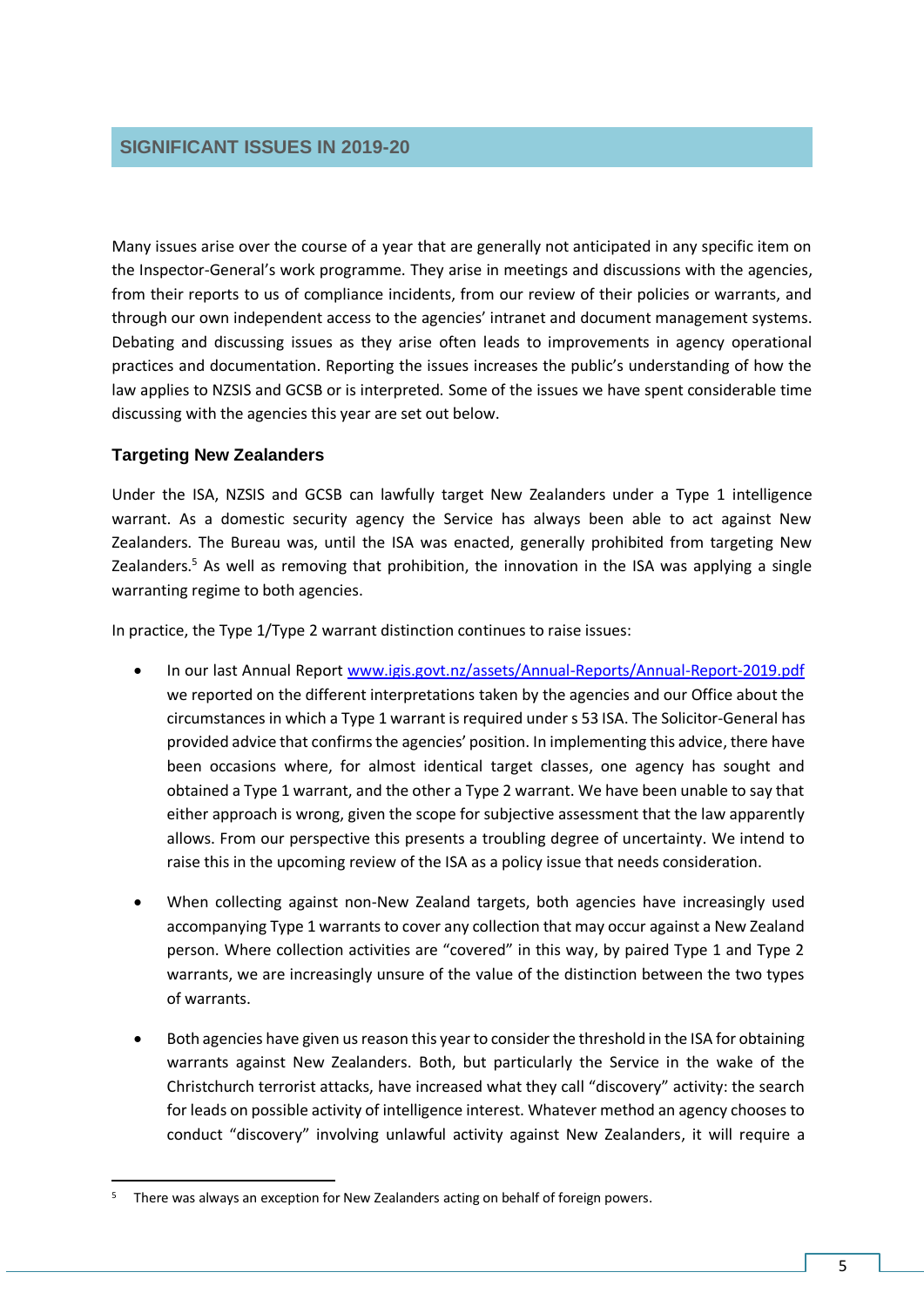## SIGNIFICANT ISSUES IN 2019-20

Many issues arise over the course of a year that are generally not anticipated in any specific item on the Inspector-General's work programme. They arise in meetings and discussions with the agencies, from their reports to us of compliance incidents, from our review of their policies or warrants, and through our own independent access to the agencies' intranet and document management systems. Debating and discussing issues as they arise often leads to improvements in agency operational practices and documentation. Reporting the issues increases the public's understanding of how the law applies to NZSIS and GCSB or is interpreted. Some of the issues we have spent considerable time discussing with the agencies this year are set out below.

### Targeting New Zealanders

Under the ISA, NZSIS and GCSB can lawfully target New Zealanders under a Type 1 intelligence warrant. As a domestic security agency the Service has always been able to act against New Zealanders. The Bureau was, until the ISA was enacted, generally prohibited from targeting New Zealanders.[5] As well as removing that prohibition, the innovation in the ISA was applying a single warranting regime to both agencies.

In practice, the Type 1/Type 2 warrant distinction continues to raise issues:

- In our last Annual Report [www.igis.govt.nz/assets/Annual-Reports/Annual-Report-2019.pdf](www.igis.govt.nz/assets/Annual-Reports/Annual-Report-2019.pdf) we reported on the different interpretations taken by the agencies and our Office about the circumstances in which a Type 1 warrant is required under s 53 ISA. The Solicitor-General has provided advice that confirms the agencies' position. In implementing this advice, there have been occasions where, for almost identical target classes, one agency has sought and obtained a Type 1 warrant, and the other a Type 2 warrant. We have been unable to say that either approach is wrong, given the scope for subjective assessment that the law apparently allows. From our perspective this presents a troubling degree of uncertainty. We intend to raise this in the upcoming review of the ISA as a policy issue that needs consideration.

- When collecting against non-New Zealand targets, both agencies have increasingly used accompanying Type 1 warrants to cover any collection that may occur against a New Zealand person. Where collection activities are "covered" in this way, by paired Type 1 and Type 2 warrants, we are increasingly unsure of the value of the distinction between the two types of warrants.

- Both agencies have given us reason this year to consider the threshold in the ISA for obtaining warrants against New Zealanders. Both, but particularly the Service in the wake of the Christchurch terrorist attacks, have increased what they call "discovery" activity: the search for leads on possible activity of intelligence interest. Whatever method an agency chooses to conduct "discovery" involving unlawful activity against New Zealanders, it will require a

[5] There was always an exception for New Zealanders acting on behalf of foreign powers.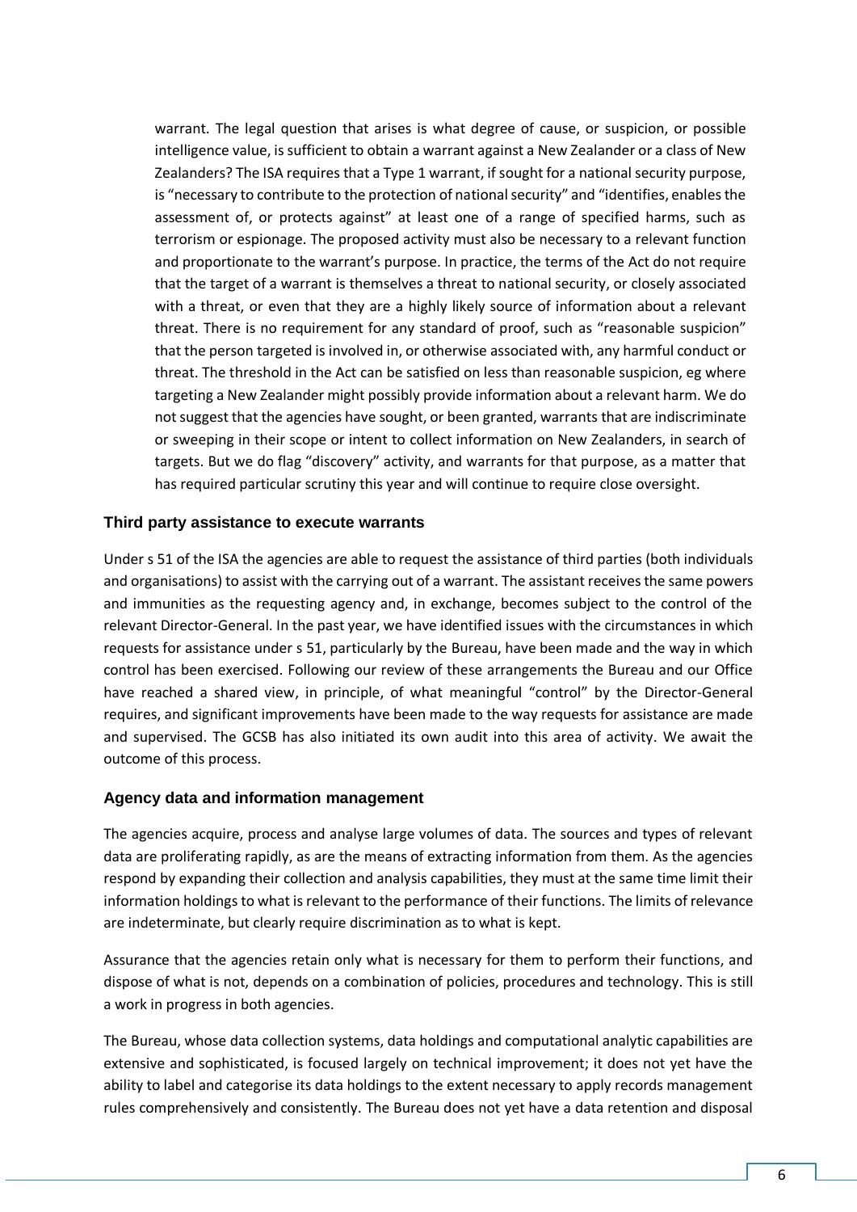warrant. The legal question that arises is what degree of cause, or suspicion, or possible intelligence value, is sufficient to obtain a warrant against a New Zealander or a class of New Zealanders? The ISA requires that a Type 1 warrant, if sought for a national security purpose, is "necessary to contribute to the protection of national security" and "identifies, enables the assessment of, or protects against" at least one of a range of specified harms, such as terrorism or espionage. The proposed activity must also be necessary to a relevant function and proportionate to the warrant's purpose. In practice, the terms of the Act do not require that the target of a warrant is themselves a threat to national security, or closely associated with a threat, or even that they are a highly likely source of information about a relevant threat. There is no requirement for any standard of proof, such as "reasonable suspicion" that the person targeted is involved in, or otherwise associated with, any harmful conduct or threat. The threshold in the Act can be satisfied on less than reasonable suspicion, eg where targeting a New Zealander might possibly provide information about a relevant harm. We do not suggest that the agencies have sought, or been granted, warrants that are indiscriminate or sweeping in their scope or intent to collect information on New Zealanders, in search of targets. But we do flag "discovery" activity, and warrants for that purpose, as a matter that has required particular scrutiny this year and will continue to require close oversight.

### Third party assistance to execute warrants

Under s 51 of the ISA the agencies are able to request the assistance of third parties (both individuals and organisations) to assist with the carrying out of a warrant. The assistant receives the same powers and immunities as the requesting agency and, in exchange, becomes subject to the control of the relevant Director-General. In the past year, we have identified issues with the circumstances in which requests for assistance under s 51, particularly by the Bureau, have been made and the way in which control has been exercised. Following our review of these arrangements the Bureau and our Office have reached a shared view, in principle, of what meaningful "control" by the Director-General requires, and significant improvements have been made to the way requests for assistance are made and supervised. The GCSB has also initiated its own audit into this area of activity. We await the outcome of this process.

### Agency data and information management

The agencies acquire, process and analyse large volumes of data. The sources and types of relevant data are proliferating rapidly, as are the means of extracting information from them. As the agencies respond by expanding their collection and analysis capabilities, they must at the same time limit their information holdings to what is relevant to the performance of their functions. The limits of relevance are indeterminate, but clearly require discrimination as to what is kept.

Assurance that the agencies retain only what is necessary for them to perform their functions, and dispose of what is not, depends on a combination of policies, procedures and technology. This is still a work in progress in both agencies.

The Bureau, whose data collection systems, data holdings and computational analytic capabilities are extensive and sophisticated, is focused largely on technical improvement; it does not yet have the ability to label and categorise its data holdings to the extent necessary to apply records management rules comprehensively and consistently. The Bureau does not yet have a data retention and disposal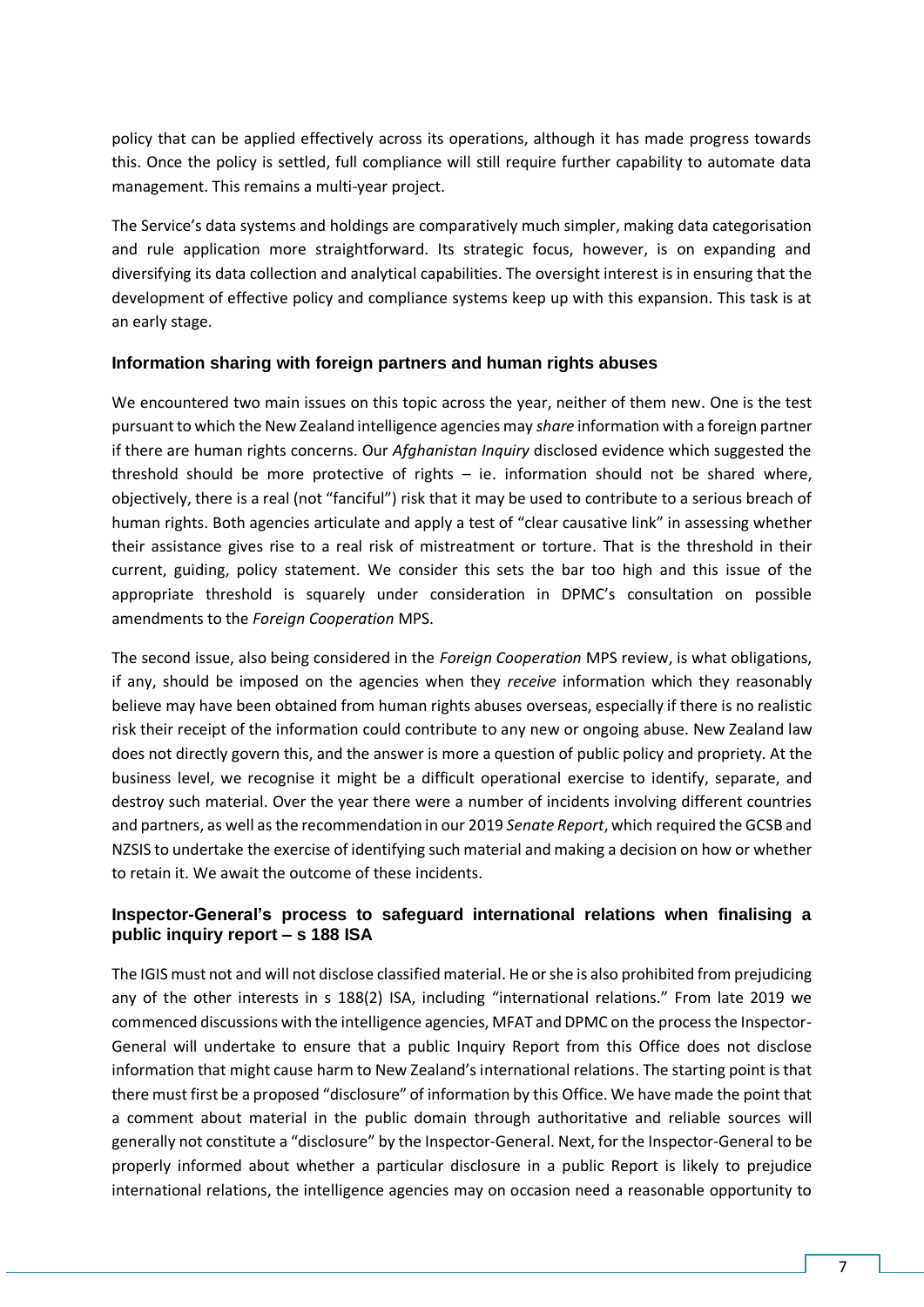policy that can be applied effectively across its operations, although it has made progress towards this. Once the policy is settled, full compliance will still require further capability to automate data management. This remains a multi-year project.

The Service's data systems and holdings are comparatively much simpler, making data categorisation and rule application more straightforward. Its strategic focus, however, is on expanding and diversifying its data collection and analytical capabilities. The oversight interest is in ensuring that the development of effective policy and compliance systems keep up with this expansion. This task is at an early stage.

### Information sharing with foreign partners and human rights abuses

We encountered two main issues on this topic across the year, neither of them new. One is the test pursuant to which the New Zealand intelligence agencies may *share* information with a foreign partner if there are human rights concerns. Our *Afghanistan Inquiry* disclosed evidence which suggested the threshold should be more protective of rights – ie. information should not be shared where, objectively, there is a real (not "fanciful") risk that it may be used to contribute to a serious breach of human rights. Both agencies articulate and apply a test of "clear causative link" in assessing whether their assistance gives rise to a real risk of mistreatment or torture. That is the threshold in their current, guiding, policy statement. We consider this sets the bar too high and this issue of the appropriate threshold is squarely under consideration in DPMC's consultation on possible amendments to the *Foreign Cooperation* MPS.

The second issue, also being considered in the *Foreign Cooperation* MPS review, is what obligations, if any, should be imposed on the agencies when they *receive* information which they reasonably believe may have been obtained from human rights abuses overseas, especially if there is no realistic risk their receipt of the information could contribute to any new or ongoing abuse. New Zealand law does not directly govern this, and the answer is more a question of public policy and propriety. At the business level, we recognise it might be a difficult operational exercise to identify, separate, and destroy such material. Over the year there were a number of incidents involving different countries and partners, as well as the recommendation in our 2019 *Senate Report*, which required the GCSB and NZSIS to undertake the exercise of identifying such material and making a decision on how or whether to retain it. We await the outcome of these incidents.

### Inspector-General's process to safeguard international relations when finalising a public inquiry report – s 188 ISA

The IGIS must not and will not disclose classified material. He or she is also prohibited from prejudicing any of the other interests in s 188(2) ISA, including "international relations." From late 2019 we commenced discussions with the intelligence agencies, MFAT and DPMC on the process the Inspector-General will undertake to ensure that a public Inquiry Report from this Office does not disclose information that might cause harm to New Zealand's international relations. The starting point is that there must first be a proposed "disclosure" of information by this Office. We have made the point that a comment about material in the public domain through authoritative and reliable sources will generally not constitute a "disclosure" by the Inspector-General. Next, for the Inspector-General to be properly informed about whether a particular disclosure in a public Report is likely to prejudice international relations, the intelligence agencies may on occasion need a reasonable opportunity to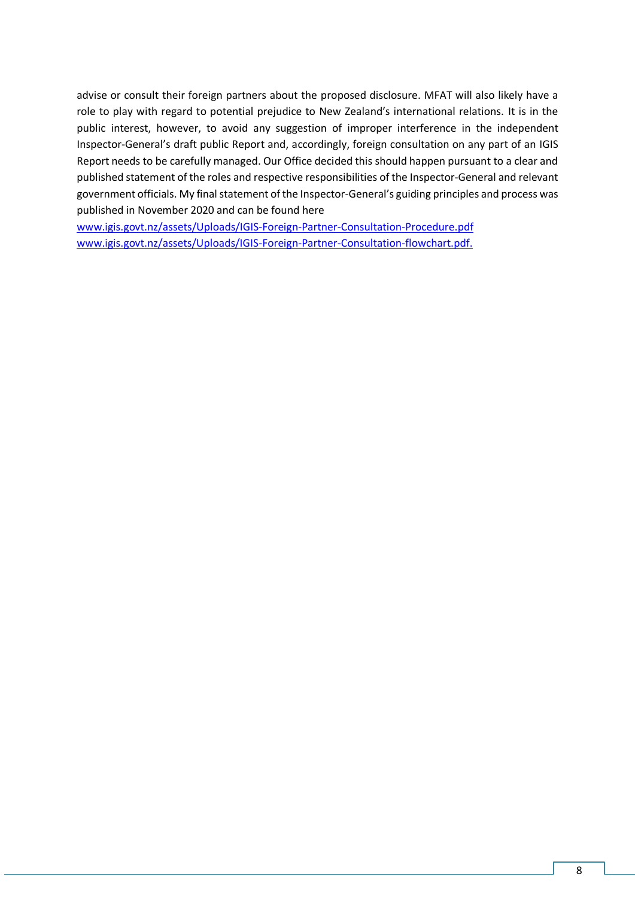advise or consult their foreign partners about the proposed disclosure. MFAT will also likely have a role to play with regard to potential prejudice to New Zealand's international relations. It is in the public interest, however, to avoid any suggestion of improper interference in the independent Inspector-General's draft public Report and, accordingly, foreign consultation on any part of an IGIS Report needs to be carefully managed. Our Office decided this should happen pursuant to a clear and published statement of the roles and respective responsibilities of the Inspector-General and relevant government officials. My final statement of the Inspector-General's guiding principles and process was published in November 2020 and can be found here

[www.igis.govt.nz/assets/Uploads/IGIS-Foreign-Partner-Consultation-Procedure.pdf](http://www.igis.govt.nz/assets/Uploads/IGIS-Foreign-Partner-Consultation-Procedure.pdf)
[www.igis.govt.nz/assets/Uploads/IGIS-Foreign-Partner-Consultation-flowchart.pdf.](http://www.igis.govt.nz/assets/Uploads/IGIS-Foreign-Partner-Consultation-flowchart.pdf)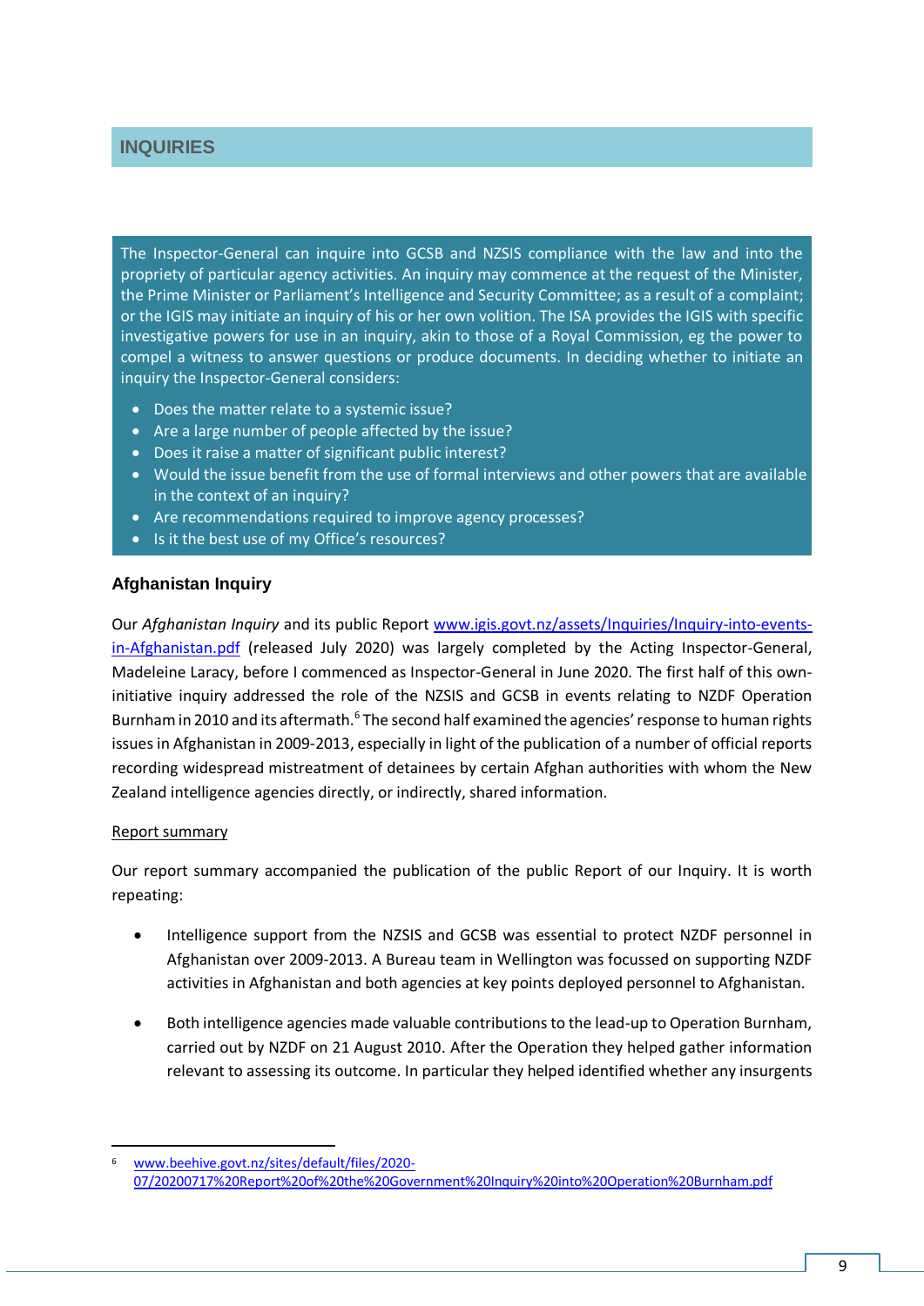# INQUIRIES

The Inspector-General can inquire into GCSB and NZSIS compliance with the law and into the propriety of particular agency activities. An inquiry may commence at the request of the Minister, the Prime Minister or Parliament's Intelligence and Security Committee; as a result of a complaint; or the IGIS may initiate an inquiry of his or her own volition. The ISA provides the IGIS with specific investigative powers for use in an inquiry, akin to those of a Royal Commission, eg the power to compel a witness to answer questions or produce documents. In deciding whether to initiate an inquiry the Inspector-General considers:

- Does the matter relate to a systemic issue?
- Are a large number of people affected by the issue?
- Does it raise a matter of significant public interest?
- Would the issue benefit from the use of formal interviews and other powers that are available in the context of an inquiry?
- Are recommendations required to improve agency processes?
- Is it the best use of my Office's resources?

### Afghanistan Inquiry

Our *Afghanistan Inquiry* and its public Report www.igis.govt.nz/assets/Inquiries/Inquiry-into-events-in-Afghanistan.pdf (released July 2020) was largely completed by the Acting Inspector-General, Madeleine Laracy, before I commenced as Inspector-General in June 2020. The first half of this own-initiative inquiry addressed the role of the NZSIS and GCSB in events relating to NZDF Operation Burnham in 2010 and its aftermath.[6] The second half examined the agencies' response to human rights issues in Afghanistan in 2009-2013, especially in light of the publication of a number of official reports recording widespread mistreatment of detainees by certain Afghan authorities with whom the New Zealand intelligence agencies directly, or indirectly, shared information.

Report summary

Our report summary accompanied the publication of the public Report of our Inquiry. It is worth repeating:

- Intelligence support from the NZSIS and GCSB was essential to protect NZDF personnel in Afghanistan over 2009-2013. A Bureau team in Wellington was focussed on supporting NZDF activities in Afghanistan and both agencies at key points deployed personnel to Afghanistan.
- Both intelligence agencies made valuable contributions to the lead-up to Operation Burnham, carried out by NZDF on 21 August 2010. After the Operation they helped gather information relevant to assessing its outcome. In particular they helped identified whether any insurgents

[6] www.beehive.govt.nz/sites/default/files/2020-07/20200717%20Report%20of%20the%20Government%20Inquiry%20into%20Operation%20Burnham.pdf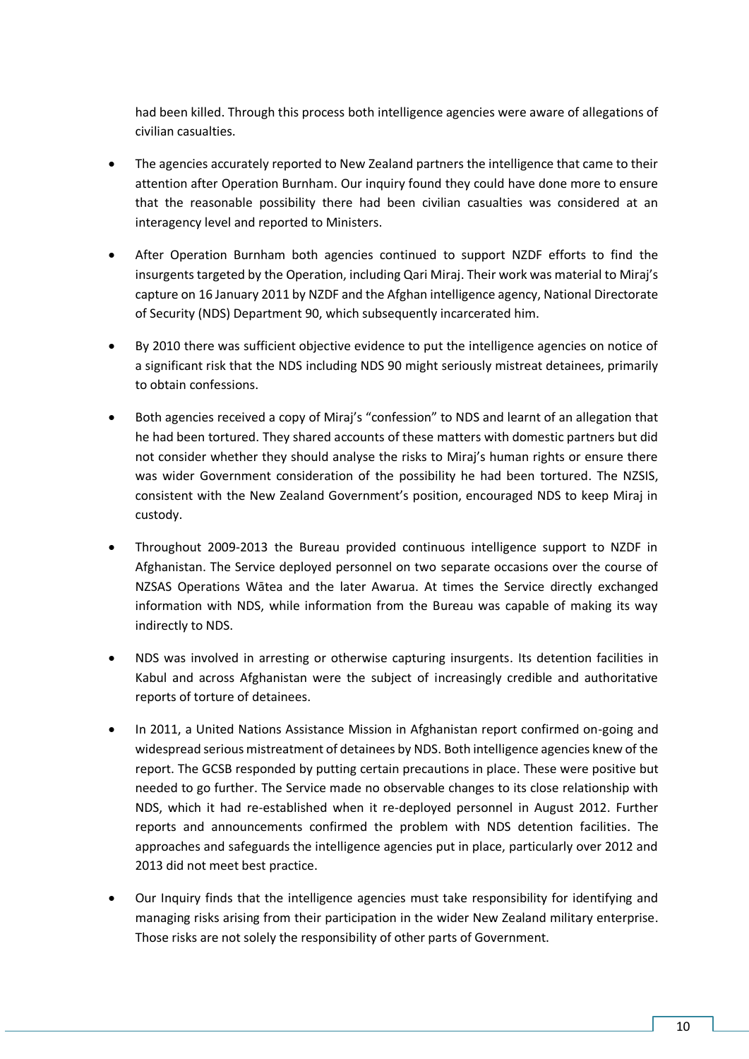had been killed. Through this process both intelligence agencies were aware of allegations of civilian casualties.

- The agencies accurately reported to New Zealand partners the intelligence that came to their attention after Operation Burnham. Our inquiry found they could have done more to ensure that the reasonable possibility there had been civilian casualties was considered at an interagency level and reported to Ministers.
- After Operation Burnham both agencies continued to support NZDF efforts to find the insurgents targeted by the Operation, including Qari Miraj. Their work was material to Miraj's capture on 16 January 2011 by NZDF and the Afghan intelligence agency, National Directorate of Security (NDS) Department 90, which subsequently incarcerated him.
- By 2010 there was sufficient objective evidence to put the intelligence agencies on notice of a significant risk that the NDS including NDS 90 might seriously mistreat detainees, primarily to obtain confessions.
- Both agencies received a copy of Miraj's "confession" to NDS and learnt of an allegation that he had been tortured. They shared accounts of these matters with domestic partners but did not consider whether they should analyse the risks to Miraj's human rights or ensure there was wider Government consideration of the possibility he had been tortured. The NZSIS, consistent with the New Zealand Government's position, encouraged NDS to keep Miraj in custody.
- Throughout 2009-2013 the Bureau provided continuous intelligence support to NZDF in Afghanistan. The Service deployed personnel on two separate occasions over the course of NZSAS Operations Wātea and the later Awarua. At times the Service directly exchanged information with NDS, while information from the Bureau was capable of making its way indirectly to NDS.
- NDS was involved in arresting or otherwise capturing insurgents. Its detention facilities in Kabul and across Afghanistan were the subject of increasingly credible and authoritative reports of torture of detainees.
- In 2011, a United Nations Assistance Mission in Afghanistan report confirmed on-going and widespread serious mistreatment of detainees by NDS. Both intelligence agencies knew of the report. The GCSB responded by putting certain precautions in place. These were positive but needed to go further. The Service made no observable changes to its close relationship with NDS, which it had re-established when it re-deployed personnel in August 2012. Further reports and announcements confirmed the problem with NDS detention facilities. The approaches and safeguards the intelligence agencies put in place, particularly over 2012 and 2013 did not meet best practice.
- Our Inquiry finds that the intelligence agencies must take responsibility for identifying and managing risks arising from their participation in the wider New Zealand military enterprise. Those risks are not solely the responsibility of other parts of Government.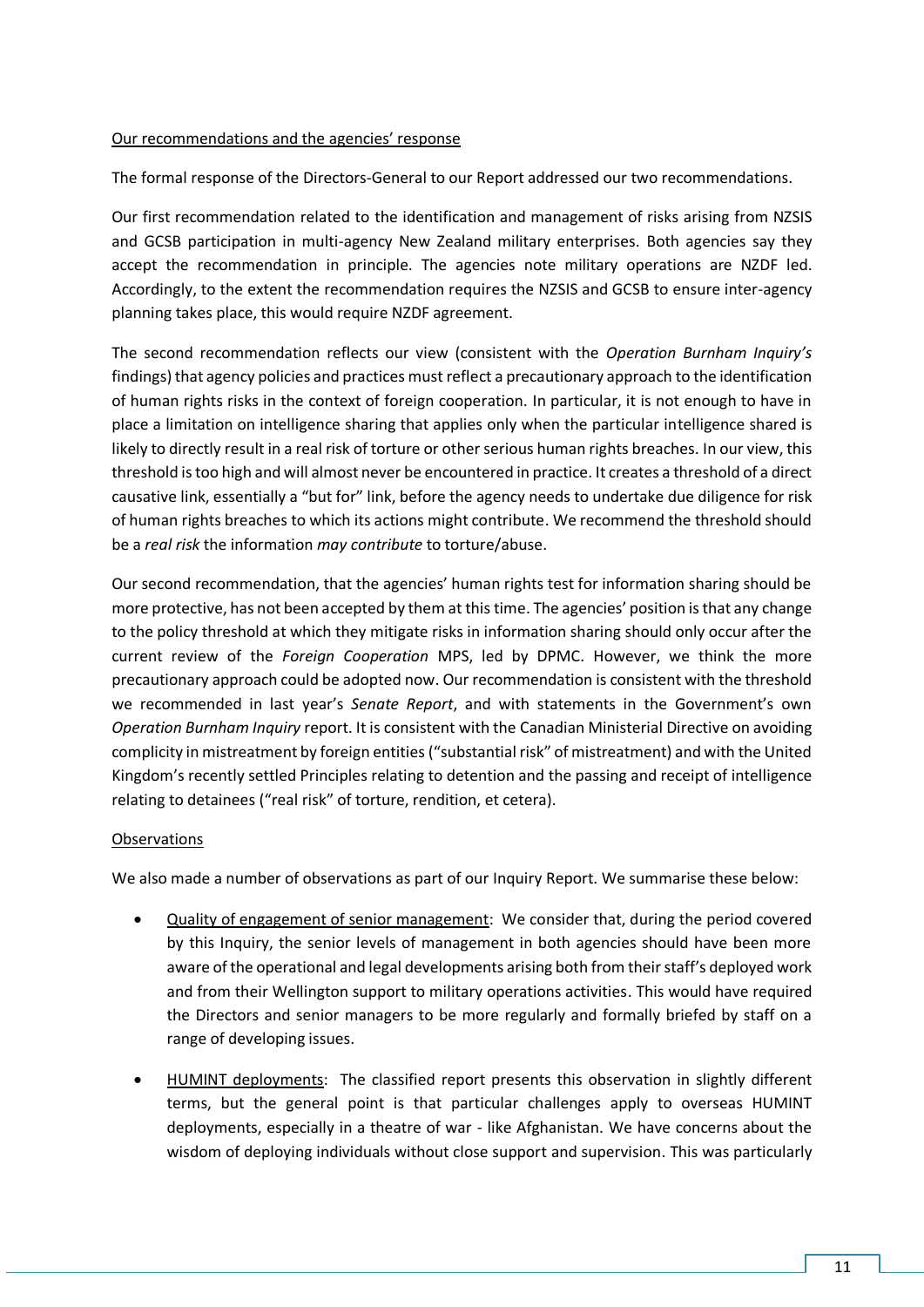Our recommendations and the agencies' response

The formal response of the Directors-General to our Report addressed our two recommendations.

Our first recommendation related to the identification and management of risks arising from NZSIS and GCSB participation in multi-agency New Zealand military enterprises. Both agencies say they accept the recommendation in principle. The agencies note military operations are NZDF led. Accordingly, to the extent the recommendation requires the NZSIS and GCSB to ensure inter-agency planning takes place, this would require NZDF agreement.

The second recommendation reflects our view (consistent with the *Operation Burnham Inquiry's* findings) that agency policies and practices must reflect a precautionary approach to the identification of human rights risks in the context of foreign cooperation. In particular, it is not enough to have in place a limitation on intelligence sharing that applies only when the particular intelligence shared is likely to directly result in a real risk of torture or other serious human rights breaches. In our view, this threshold is too high and will almost never be encountered in practice. It creates a threshold of a direct causative link, essentially a "but for" link, before the agency needs to undertake due diligence for risk of human rights breaches to which its actions might contribute. We recommend the threshold should be a *real risk* the information *may contribute* to torture/abuse.

Our second recommendation, that the agencies' human rights test for information sharing should be more protective, has not been accepted by them at this time. The agencies' position is that any change to the policy threshold at which they mitigate risks in information sharing should only occur after the current review of the *Foreign Cooperation* MPS, led by DPMC. However, we think the more precautionary approach could be adopted now. Our recommendation is consistent with the threshold we recommended in last year's *Senate Report*, and with statements in the Government's own *Operation Burnham Inquiry* report. It is consistent with the Canadian Ministerial Directive on avoiding complicity in mistreatment by foreign entities ("substantial risk" of mistreatment) and with the United Kingdom's recently settled Principles relating to detention and the passing and receipt of intelligence relating to detainees ("real risk" of torture, rendition, et cetera).

Observations

We also made a number of observations as part of our Inquiry Report. We summarise these below:

- Quality of engagement of senior management: We consider that, during the period covered by this Inquiry, the senior levels of management in both agencies should have been more aware of the operational and legal developments arising both from their staff's deployed work and from their Wellington support to military operations activities. This would have required the Directors and senior managers to be more regularly and formally briefed by staff on a range of developing issues.
- HUMINT deployments: The classified report presents this observation in slightly different terms, but the general point is that particular challenges apply to overseas HUMINT deployments, especially in a theatre of war - like Afghanistan. We have concerns about the wisdom of deploying individuals without close support and supervision. This was particularly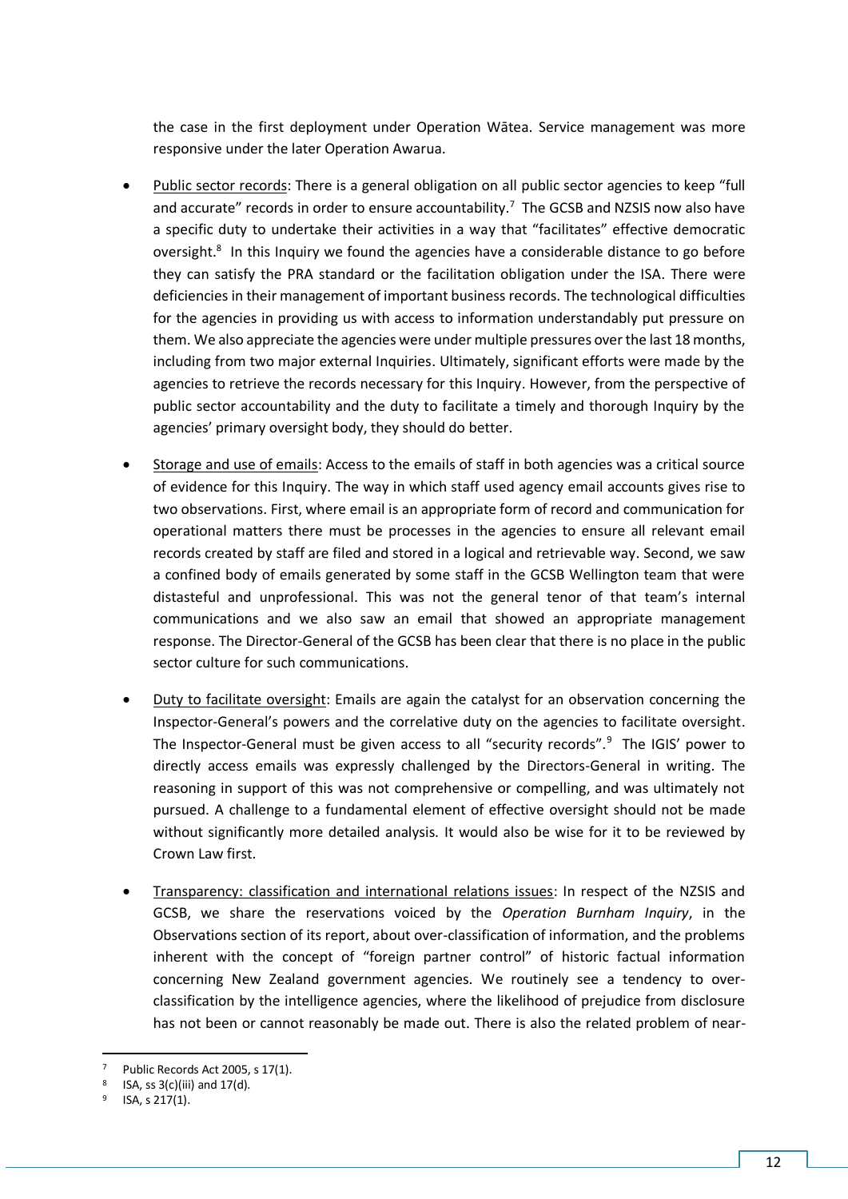the case in the first deployment under Operation Wātea. Service management was more responsive under the later Operation Awarua.

- Public sector records: There is a general obligation on all public sector agencies to keep "full and accurate" records in order to ensure accountability.[7] The GCSB and NZSIS now also have a specific duty to undertake their activities in a way that "facilitates" effective democratic oversight.[8] In this Inquiry we found the agencies have a considerable distance to go before they can satisfy the PRA standard or the facilitation obligation under the ISA. There were deficiencies in their management of important business records. The technological difficulties for the agencies in providing us with access to information understandably put pressure on them. We also appreciate the agencies were under multiple pressures over the last 18 months, including from two major external Inquiries. Ultimately, significant efforts were made by the agencies to retrieve the records necessary for this Inquiry. However, from the perspective of public sector accountability and the duty to facilitate a timely and thorough Inquiry by the agencies' primary oversight body, they should do better.

- Storage and use of emails: Access to the emails of staff in both agencies was a critical source of evidence for this Inquiry. The way in which staff used agency email accounts gives rise to two observations. First, where email is an appropriate form of record and communication for operational matters there must be processes in the agencies to ensure all relevant email records created by staff are filed and stored in a logical and retrievable way. Second, we saw a confined body of emails generated by some staff in the GCSB Wellington team that were distasteful and unprofessional. This was not the general tenor of that team's internal communications and we also saw an email that showed an appropriate management response. The Director-General of the GCSB has been clear that there is no place in the public sector culture for such communications.

- Duty to facilitate oversight: Emails are again the catalyst for an observation concerning the Inspector-General's powers and the correlative duty on the agencies to facilitate oversight. The Inspector-General must be given access to all "security records".[9] The IGIS' power to directly access emails was expressly challenged by the Directors-General in writing. The reasoning in support of this was not comprehensive or compelling, and was ultimately not pursued. A challenge to a fundamental element of effective oversight should not be made without significantly more detailed analysis. It would also be wise for it to be reviewed by Crown Law first.

- Transparency: classification and international relations issues: In respect of the NZSIS and GCSB, we share the reservations voiced by the *Operation Burnham Inquiry*, in the Observations section of its report, about over-classification of information, and the problems inherent with the concept of "foreign partner control" of historic factual information concerning New Zealand government agencies. We routinely see a tendency to over-classification by the intelligence agencies, where the likelihood of prejudice from disclosure has not been or cannot reasonably be made out. There is also the related problem of near-

---

[7] Public Records Act 2005, s 17(1).

[8] ISA, ss 3(c)(iii) and 17(d).

[9] ISA, s 217(1).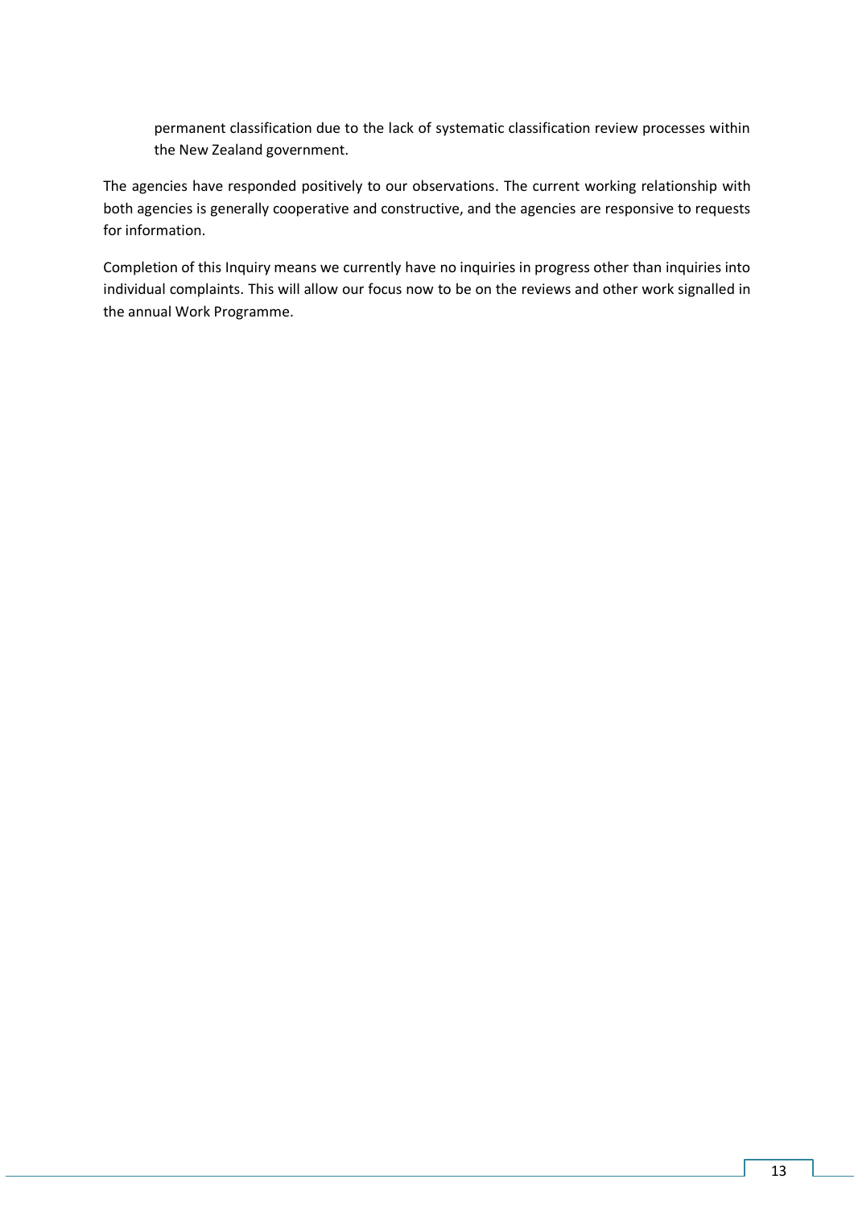permanent classification due to the lack of systematic classification review processes within the New Zealand government.

The agencies have responded positively to our observations. The current working relationship with both agencies is generally cooperative and constructive, and the agencies are responsive to requests for information.

Completion of this Inquiry means we currently have no inquiries in progress other than inquiries into individual complaints. This will allow our focus now to be on the reviews and other work signalled in the annual Work Programme.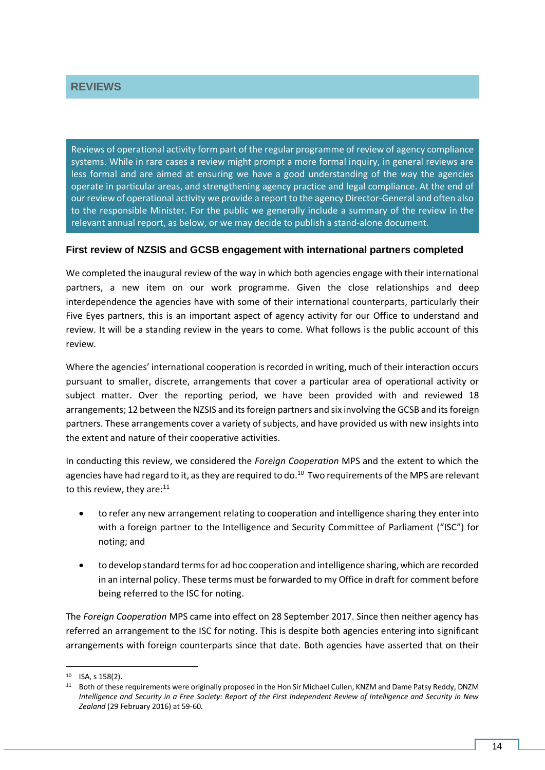## REVIEWS

Reviews of operational activity form part of the regular programme of review of agency compliance systems. While in rare cases a review might prompt a more formal inquiry, in general reviews are less formal and are aimed at ensuring we have a good understanding of the way the agencies operate in particular areas, and strengthening agency practice and legal compliance. At the end of our review of operational activity we provide a report to the agency Director-General and often also to the responsible Minister. For the public we generally include a summary of the review in the relevant annual report, as below, or we may decide to publish a stand-alone document.

### First review of NZSIS and GCSB engagement with international partners completed

We completed the inaugural review of the way in which both agencies engage with their international partners, a new item on our work programme. Given the close relationships and deep interdependence the agencies have with some of their international counterparts, particularly their Five Eyes partners, this is an important aspect of agency activity for our Office to understand and review. It will be a standing review in the years to come. What follows is the public account of this review.

Where the agencies' international cooperation is recorded in writing, much of their interaction occurs pursuant to smaller, discrete, arrangements that cover a particular area of operational activity or subject matter. Over the reporting period, we have been provided with and reviewed 18 arrangements; 12 between the NZSIS and its foreign partners and six involving the GCSB and its foreign partners. These arrangements cover a variety of subjects, and have provided us with new insights into the extent and nature of their cooperative activities.

In conducting this review, we considered the *Foreign Cooperation* MPS and the extent to which the agencies have had regard to it, as they are required to do.[10] Two requirements of the MPS are relevant to this review, they are:[11]

- to refer any new arrangement relating to cooperation and intelligence sharing they enter into with a foreign partner to the Intelligence and Security Committee of Parliament ("ISC") for noting; and
- to develop standard terms for ad hoc cooperation and intelligence sharing, which are recorded in an internal policy. These terms must be forwarded to my Office in draft for comment before being referred to the ISC for noting.

The *Foreign Cooperation* MPS came into effect on 28 September 2017. Since then neither agency has referred an arrangement to the ISC for noting. This is despite both agencies entering into significant arrangements with foreign counterparts since that date. Both agencies have asserted that on their

[10] ISA, s 158(2).

[11] Both of these requirements were originally proposed in the Hon Sir Michael Cullen, KNZM and Dame Patsy Reddy, DNZM *Intelligence and Security in a Free Society: Report of the First Independent Review of Intelligence and Security in New Zealand* (29 February 2016) at 59-60.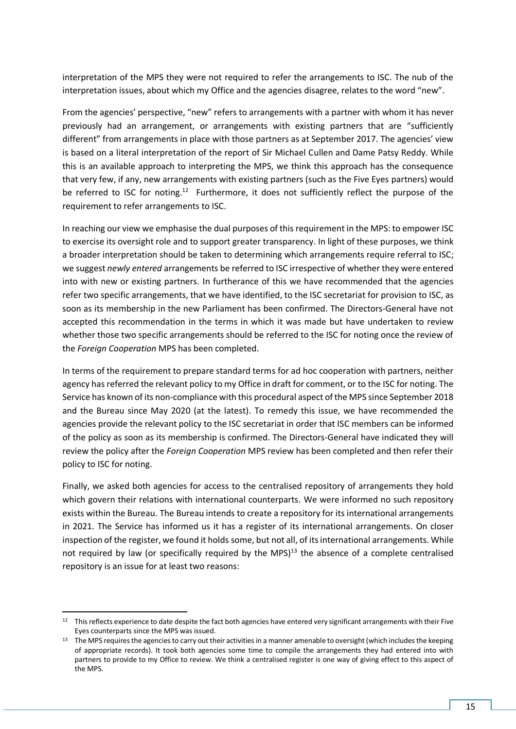interpretation of the MPS they were not required to refer the arrangements to ISC. The nub of the interpretation issues, about which my Office and the agencies disagree, relates to the word "new".

From the agencies' perspective, "new" refers to arrangements with a partner with whom it has never previously had an arrangement, or arrangements with existing partners that are "sufficiently different" from arrangements in place with those partners as at September 2017. The agencies' view is based on a literal interpretation of the report of Sir Michael Cullen and Dame Patsy Reddy. While this is an available approach to interpreting the MPS, we think this approach has the consequence that very few, if any, new arrangements with existing partners (such as the Five Eyes partners) would be referred to ISC for noting.[12] Furthermore, it does not sufficiently reflect the purpose of the requirement to refer arrangements to ISC.

In reaching our view we emphasise the dual purposes of this requirement in the MPS: to empower ISC to exercise its oversight role and to support greater transparency. In light of these purposes, we think a broader interpretation should be taken to determining which arrangements require referral to ISC; we suggest *newly entered* arrangements be referred to ISC irrespective of whether they were entered into with new or existing partners. In furtherance of this we have recommended that the agencies refer two specific arrangements, that we have identified, to the ISC secretariat for provision to ISC, as soon as its membership in the new Parliament has been confirmed. The Directors-General have not accepted this recommendation in the terms in which it was made but have undertaken to review whether those two specific arrangements should be referred to the ISC for noting once the review of the *Foreign Cooperation* MPS has been completed.

In terms of the requirement to prepare standard terms for ad hoc cooperation with partners, neither agency has referred the relevant policy to my Office in draft for comment, or to the ISC for noting. The Service has known of its non-compliance with this procedural aspect of the MPS since September 2018 and the Bureau since May 2020 (at the latest). To remedy this issue, we have recommended the agencies provide the relevant policy to the ISC secretariat in order that ISC members can be informed of the policy as soon as its membership is confirmed. The Directors-General have indicated they will review the policy after the *Foreign Cooperation* MPS review has been completed and then refer their policy to ISC for noting.

Finally, we asked both agencies for access to the centralised repository of arrangements they hold which govern their relations with international counterparts. We were informed no such repository exists within the Bureau. The Bureau intends to create a repository for its international arrangements in 2021. The Service has informed us it has a register of its international arrangements. On closer inspection of the register, we found it holds some, but not all, of its international arrangements. While not required by law (or specifically required by the MPS)[13] the absence of a complete centralised repository is an issue for at least two reasons:

---

[12] This reflects experience to date despite the fact both agencies have entered very significant arrangements with their Five Eyes counterparts since the MPS was issued.

[13] The MPS requires the agencies to carry out their activities in a manner amenable to oversight (which includes the keeping of appropriate records). It took both agencies some time to compile the arrangements they had entered into with partners to provide to my Office to review. We think a centralised register is one way of giving effect to this aspect of the MPS.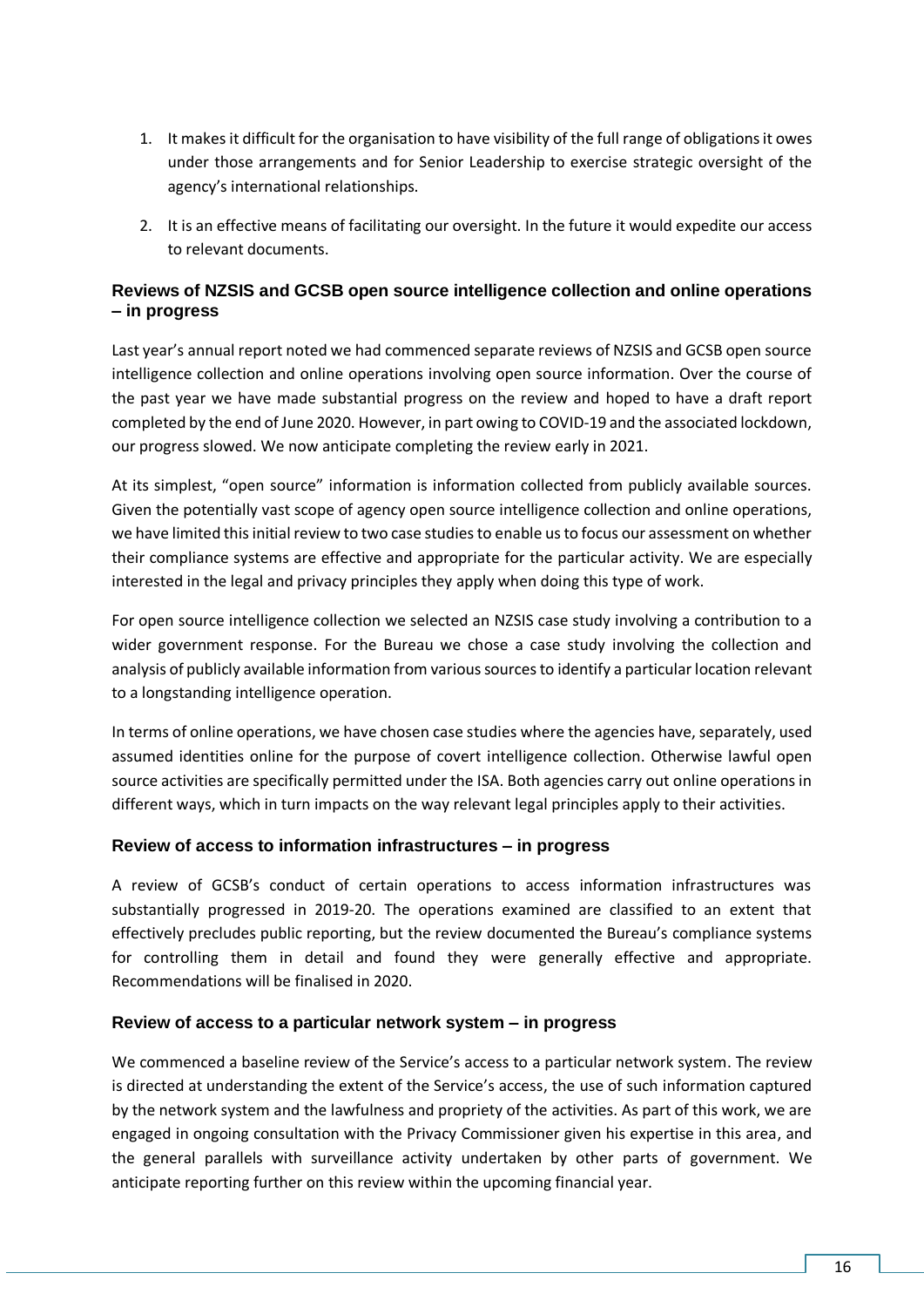1. It makes it difficult for the organisation to have visibility of the full range of obligations it owes under those arrangements and for Senior Leadership to exercise strategic oversight of the agency's international relationships.
2. It is an effective means of facilitating our oversight. In the future it would expedite our access to relevant documents.

### Reviews of NZSIS and GCSB open source intelligence collection and online operations – in progress

Last year's annual report noted we had commenced separate reviews of NZSIS and GCSB open source intelligence collection and online operations involving open source information. Over the course of the past year we have made substantial progress on the review and hoped to have a draft report completed by the end of June 2020. However, in part owing to COVID-19 and the associated lockdown, our progress slowed. We now anticipate completing the review early in 2021.

At its simplest, "open source" information is information collected from publicly available sources. Given the potentially vast scope of agency open source intelligence collection and online operations, we have limited this initial review to two case studies to enable us to focus our assessment on whether their compliance systems are effective and appropriate for the particular activity. We are especially interested in the legal and privacy principles they apply when doing this type of work.

For open source intelligence collection we selected an NZSIS case study involving a contribution to a wider government response. For the Bureau we chose a case study involving the collection and analysis of publicly available information from various sources to identify a particular location relevant to a longstanding intelligence operation.

In terms of online operations, we have chosen case studies where the agencies have, separately, used assumed identities online for the purpose of covert intelligence collection. Otherwise lawful open source activities are specifically permitted under the ISA. Both agencies carry out online operations in different ways, which in turn impacts on the way relevant legal principles apply to their activities.

### Review of access to information infrastructures – in progress

A review of GCSB's conduct of certain operations to access information infrastructures was substantially progressed in 2019-20. The operations examined are classified to an extent that effectively precludes public reporting, but the review documented the Bureau's compliance systems for controlling them in detail and found they were generally effective and appropriate. Recommendations will be finalised in 2020.

### Review of access to a particular network system – in progress

We commenced a baseline review of the Service's access to a particular network system. The review is directed at understanding the extent of the Service's access, the use of such information captured by the network system and the lawfulness and propriety of the activities. As part of this work, we are engaged in ongoing consultation with the Privacy Commissioner given his expertise in this area, and the general parallels with surveillance activity undertaken by other parts of government. We anticipate reporting further on this review within the upcoming financial year.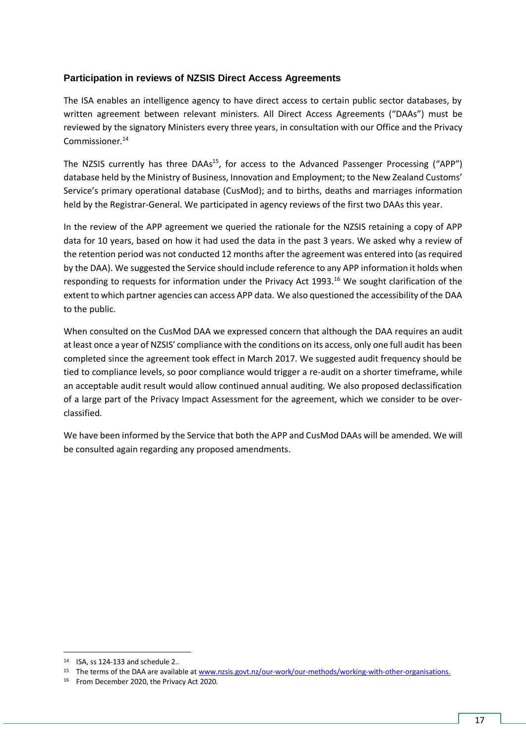### Participation in reviews of NZSIS Direct Access Agreements

The ISA enables an intelligence agency to have direct access to certain public sector databases, by written agreement between relevant ministers. All Direct Access Agreements ("DAAs") must be reviewed by the signatory Ministers every three years, in consultation with our Office and the Privacy Commissioner.[14]

The NZSIS currently has three DAAs[15], for access to the Advanced Passenger Processing ("APP") database held by the Ministry of Business, Innovation and Employment; to the New Zealand Customs' Service's primary operational database (CusMod); and to births, deaths and marriages information held by the Registrar-General. We participated in agency reviews of the first two DAAs this year.

In the review of the APP agreement we queried the rationale for the NZSIS retaining a copy of APP data for 10 years, based on how it had used the data in the past 3 years. We asked why a review of the retention period was not conducted 12 months after the agreement was entered into (as required by the DAA). We suggested the Service should include reference to any APP information it holds when responding to requests for information under the Privacy Act 1993.[16] We sought clarification of the extent to which partner agencies can access APP data. We also questioned the accessibility of the DAA to the public.

When consulted on the CusMod DAA we expressed concern that although the DAA requires an audit at least once a year of NZSIS' compliance with the conditions on its access, only one full audit has been completed since the agreement took effect in March 2017. We suggested audit frequency should be tied to compliance levels, so poor compliance would trigger a re-audit on a shorter timeframe, while an acceptable audit result would allow continued annual auditing. We also proposed declassification of a large part of the Privacy Impact Assessment for the agreement, which we consider to be over-classified.

We have been informed by the Service that both the APP and CusMod DAAs will be amended. We will be consulted again regarding any proposed amendments.

---

[14] ISA, ss 124-133 and schedule 2..

[15] The terms of the DAA are available at www.nzsis.govt.nz/our-work/our-methods/working-with-other-organisations.

[16] From December 2020, the Privacy Act 2020.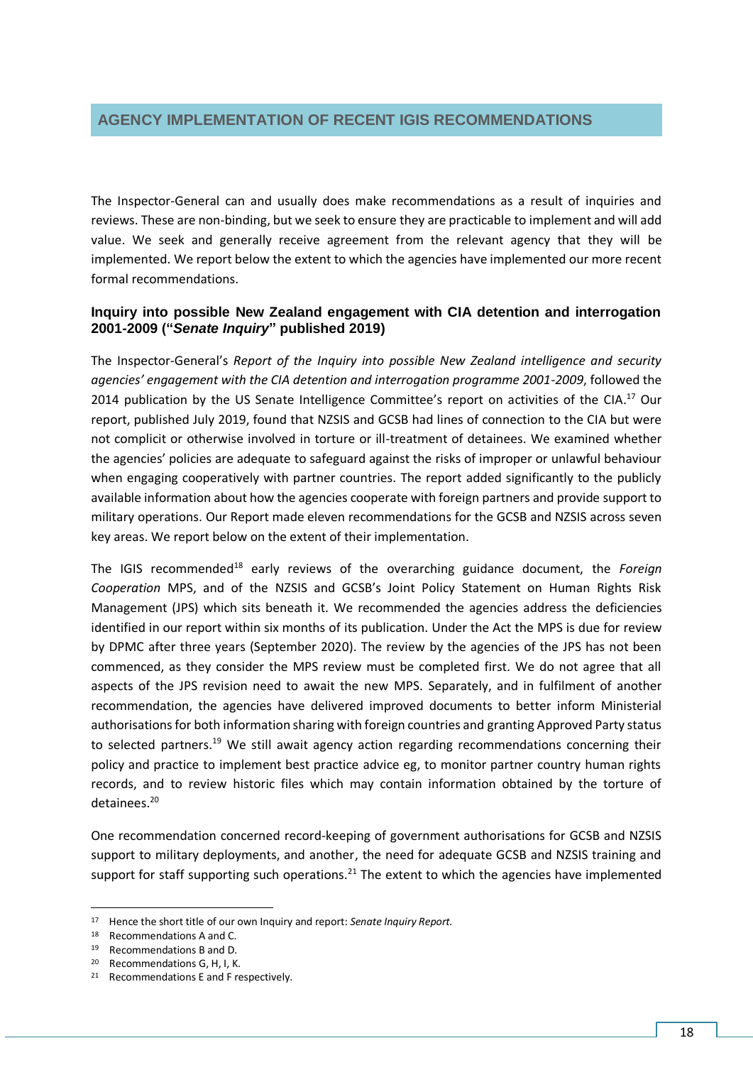## AGENCY IMPLEMENTATION OF RECENT IGIS RECOMMENDATIONS

The Inspector-General can and usually does make recommendations as a result of inquiries and reviews. These are non-binding, but we seek to ensure they are practicable to implement and will add value. We seek and generally receive agreement from the relevant agency that they will be implemented. We report below the extent to which the agencies have implemented our more recent formal recommendations.

### Inquiry into possible New Zealand engagement with CIA detention and interrogation 2001-2009 (“*Senate Inquiry*” published 2019)

The Inspector-General’s *Report of the Inquiry into possible New Zealand intelligence and security agencies’ engagement with the CIA detention and interrogation programme 2001-2009*, followed the 2014 publication by the US Senate Intelligence Committee’s report on activities of the CIA.[17] Our report, published July 2019, found that NZSIS and GCSB had lines of connection to the CIA but were not complicit or otherwise involved in torture or ill-treatment of detainees. We examined whether the agencies’ policies are adequate to safeguard against the risks of improper or unlawful behaviour when engaging cooperatively with partner countries. The report added significantly to the publicly available information about how the agencies cooperate with foreign partners and provide support to military operations. Our Report made eleven recommendations for the GCSB and NZSIS across seven key areas. We report below on the extent of their implementation.

The IGIS recommended[18] early reviews of the overarching guidance document, the *Foreign Cooperation* MPS, and of the NZSIS and GCSB’s Joint Policy Statement on Human Rights Risk Management (JPS) which sits beneath it. We recommended the agencies address the deficiencies identified in our report within six months of its publication. Under the Act the MPS is due for review by DPMC after three years (September 2020). The review by the agencies of the JPS has not been commenced, as they consider the MPS review must be completed first. We do not agree that all aspects of the JPS revision need to await the new MPS. Separately, and in fulfilment of another recommendation, the agencies have delivered improved documents to better inform Ministerial authorisations for both information sharing with foreign countries and granting Approved Party status to selected partners.[19] We still await agency action regarding recommendations concerning their policy and practice to implement best practice advice eg, to monitor partner country human rights records, and to review historic files which may contain information obtained by the torture of detainees.[20]

One recommendation concerned record-keeping of government authorisations for GCSB and NZSIS support to military deployments, and another, the need for adequate GCSB and NZSIS training and support for staff supporting such operations.[21] The extent to which the agencies have implemented

---

[17] Hence the short title of our own Inquiry and report: *Senate Inquiry Report.*

[18] Recommendations A and C.

[19] Recommendations B and D.

[20] Recommendations G, H, I, K.

[21] Recommendations E and F respectively.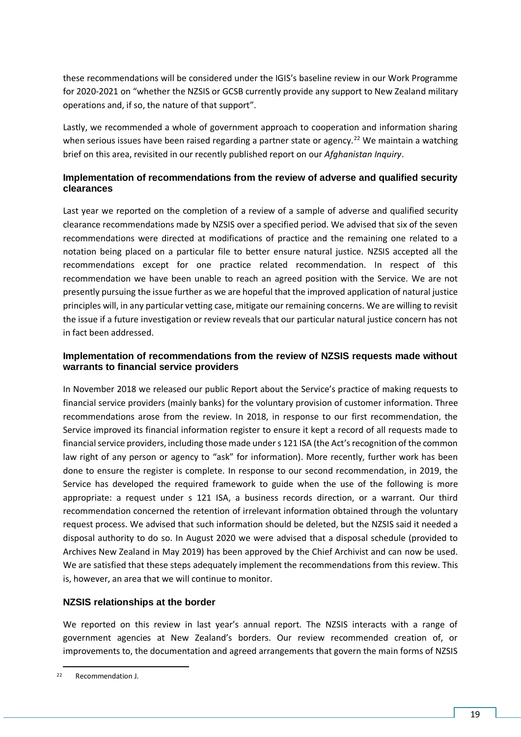these recommendations will be considered under the IGIS's baseline review in our Work Programme for 2020-2021 on "whether the NZSIS or GCSB currently provide any support to New Zealand military operations and, if so, the nature of that support".

Lastly, we recommended a whole of government approach to cooperation and information sharing when serious issues have been raised regarding a partner state or agency.[22] We maintain a watching brief on this area, revisited in our recently published report on our *Afghanistan Inquiry*.

### Implementation of recommendations from the review of adverse and qualified security clearances

Last year we reported on the completion of a review of a sample of adverse and qualified security clearance recommendations made by NZSIS over a specified period. We advised that six of the seven recommendations were directed at modifications of practice and the remaining one related to a notation being placed on a particular file to better ensure natural justice. NZSIS accepted all the recommendations except for one practice related recommendation. In respect of this recommendation we have been unable to reach an agreed position with the Service. We are not presently pursuing the issue further as we are hopeful that the improved application of natural justice principles will, in any particular vetting case, mitigate our remaining concerns. We are willing to revisit the issue if a future investigation or review reveals that our particular natural justice concern has not in fact been addressed.

### Implementation of recommendations from the review of NZSIS requests made without warrants to financial service providers

In November 2018 we released our public Report about the Service's practice of making requests to financial service providers (mainly banks) for the voluntary provision of customer information. Three recommendations arose from the review. In 2018, in response to our first recommendation, the Service improved its financial information register to ensure it kept a record of all requests made to financial service providers, including those made under s 121 ISA (the Act's recognition of the common law right of any person or agency to "ask" for information). More recently, further work has been done to ensure the register is complete. In response to our second recommendation, in 2019, the Service has developed the required framework to guide when the use of the following is more appropriate: a request under s 121 ISA, a business records direction, or a warrant. Our third recommendation concerned the retention of irrelevant information obtained through the voluntary request process. We advised that such information should be deleted, but the NZSIS said it needed a disposal authority to do so. In August 2020 we were advised that a disposal schedule (provided to Archives New Zealand in May 2019) has been approved by the Chief Archivist and can now be used. We are satisfied that these steps adequately implement the recommendations from this review. This is, however, an area that we will continue to monitor.

### NZSIS relationships at the border

We reported on this review in last year's annual report. The NZSIS interacts with a range of government agencies at New Zealand's borders. Our review recommended creation of, or improvements to, the documentation and agreed arrangements that govern the main forms of NZSIS

[22] Recommendation J.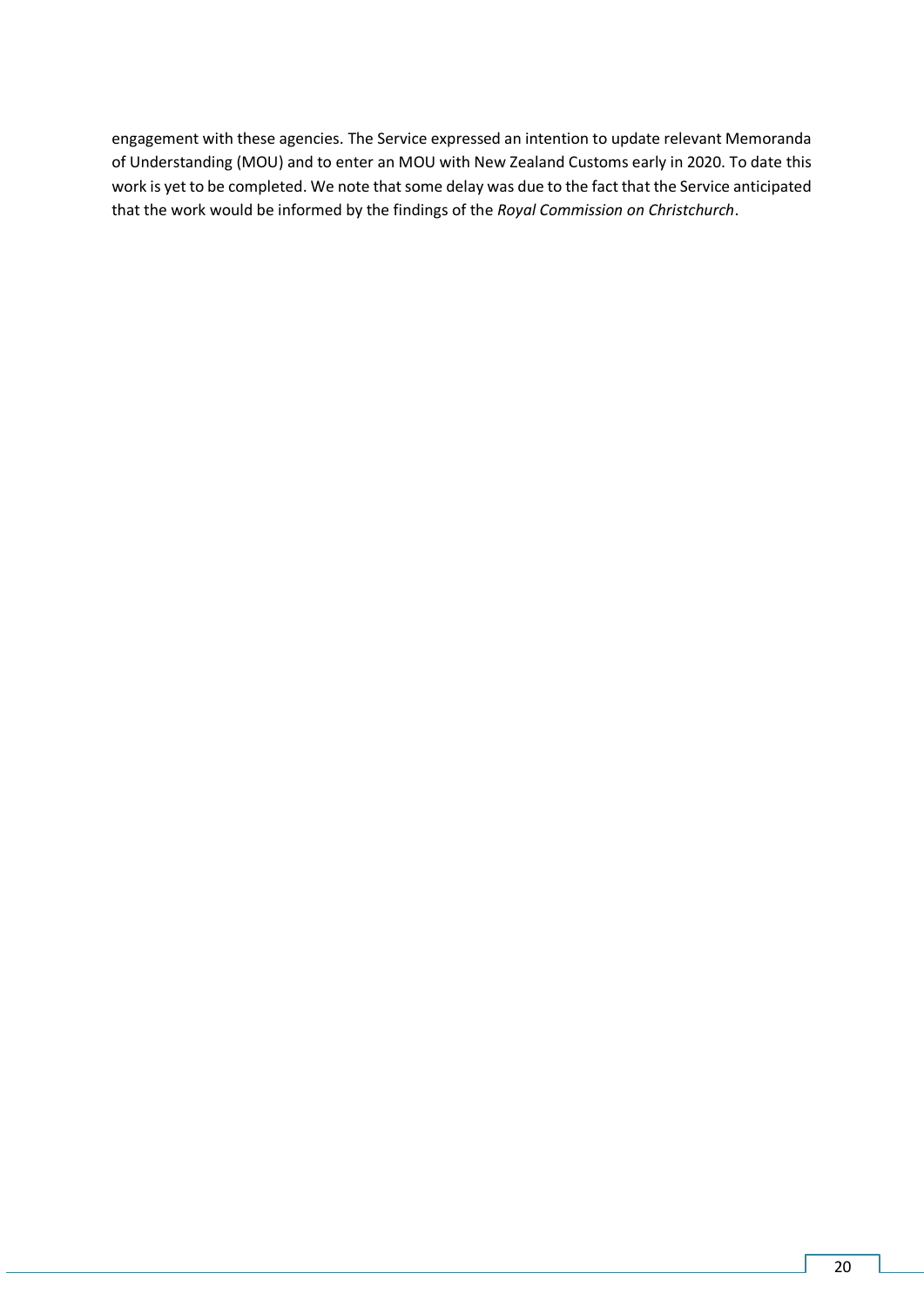engagement with these agencies. The Service expressed an intention to update relevant Memoranda of Understanding (MOU) and to enter an MOU with New Zealand Customs early in 2020. To date this work is yet to be completed. We note that some delay was due to the fact that the Service anticipated that the work would be informed by the findings of the *Royal Commission on Christchurch*.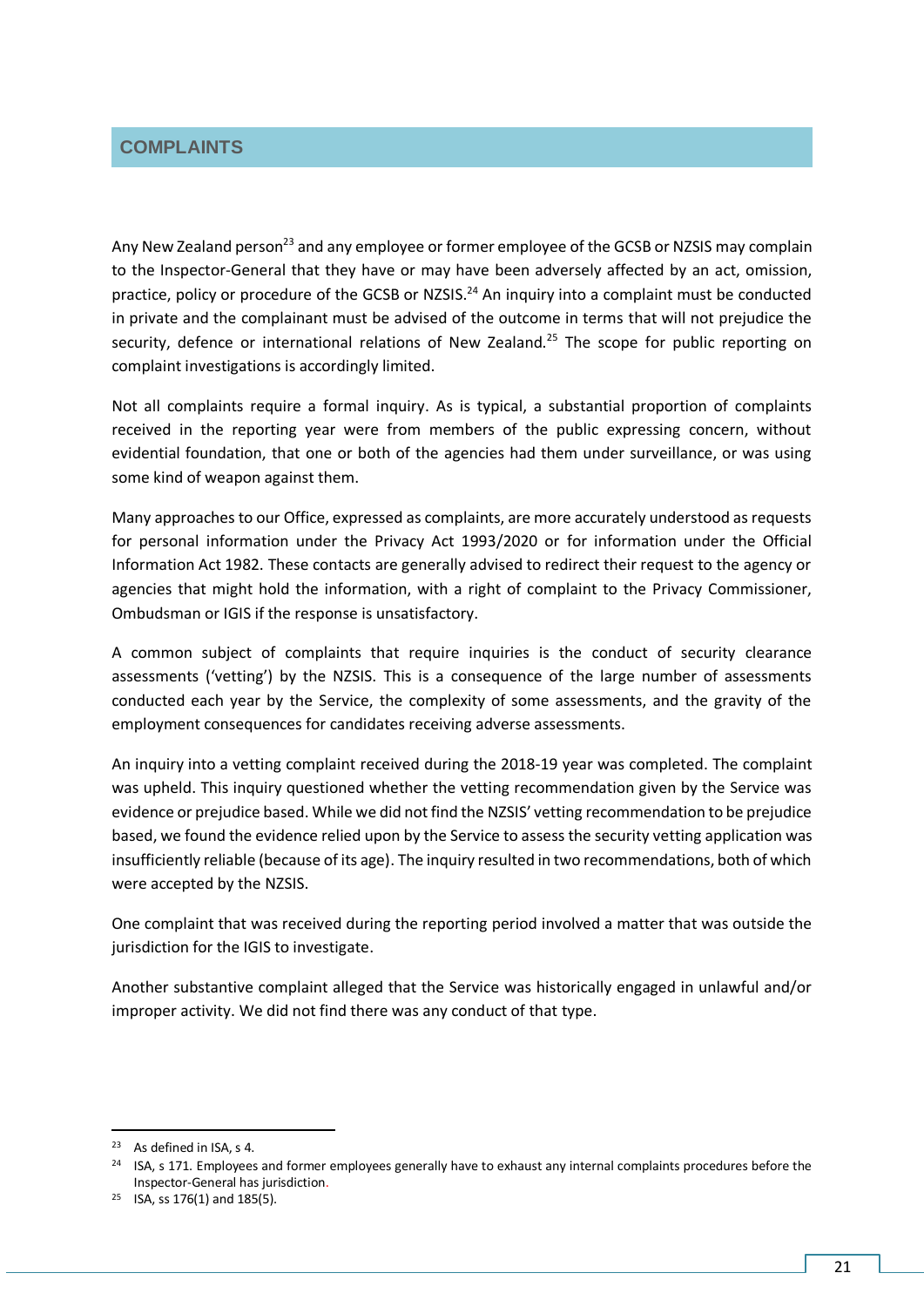## COMPLAINTS

Any New Zealand person[23] and any employee or former employee of the GCSB or NZSIS may complain to the Inspector-General that they have or may have been adversely affected by an act, omission, practice, policy or procedure of the GCSB or NZSIS.[24] An inquiry into a complaint must be conducted in private and the complainant must be advised of the outcome in terms that will not prejudice the security, defence or international relations of New Zealand.[25] The scope for public reporting on complaint investigations is accordingly limited.

Not all complaints require a formal inquiry. As is typical, a substantial proportion of complaints received in the reporting year were from members of the public expressing concern, without evidential foundation, that one or both of the agencies had them under surveillance, or was using some kind of weapon against them.

Many approaches to our Office, expressed as complaints, are more accurately understood as requests for personal information under the Privacy Act 1993/2020 or for information under the Official Information Act 1982. These contacts are generally advised to redirect their request to the agency or agencies that might hold the information, with a right of complaint to the Privacy Commissioner, Ombudsman or IGIS if the response is unsatisfactory.

A common subject of complaints that require inquiries is the conduct of security clearance assessments ('vetting') by the NZSIS. This is a consequence of the large number of assessments conducted each year by the Service, the complexity of some assessments, and the gravity of the employment consequences for candidates receiving adverse assessments.

An inquiry into a vetting complaint received during the 2018-19 year was completed. The complaint was upheld. This inquiry questioned whether the vetting recommendation given by the Service was evidence or prejudice based. While we did not find the NZSIS' vetting recommendation to be prejudice based, we found the evidence relied upon by the Service to assess the security vetting application was insufficiently reliable (because of its age). The inquiry resulted in two recommendations, both of which were accepted by the NZSIS.

One complaint that was received during the reporting period involved a matter that was outside the jurisdiction for the IGIS to investigate.

Another substantive complaint alleged that the Service was historically engaged in unlawful and/or improper activity. We did not find there was any conduct of that type.

---

[23] As defined in ISA, s 4.

[24] ISA, s 171. Employees and former employees generally have to exhaust any internal complaints procedures before the Inspector-General has jurisdiction.

[25] ISA, ss 176(1) and 185(5).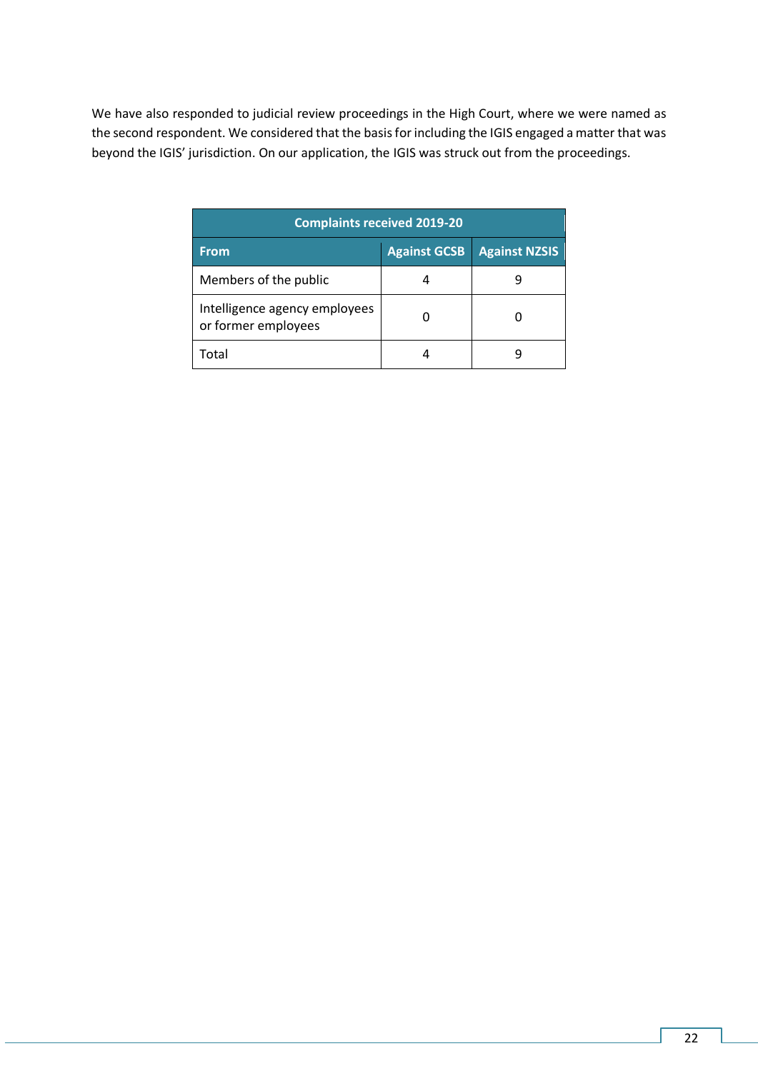We have also responded to judicial review proceedings in the High Court, where we were named as the second respondent. We considered that the basis for including the IGIS engaged a matter that was beyond the IGIS' jurisdiction. On our application, the IGIS was struck out from the proceedings.

| Complaints received 2019-20 | | |
|---|---|---|
| **From** | **Against GCSB** | **Against NZSIS** |
| Members of the public | 4 | 9 |
| Intelligence agency employees or former employees | 0 | 0 |
| Total | 4 | 9 |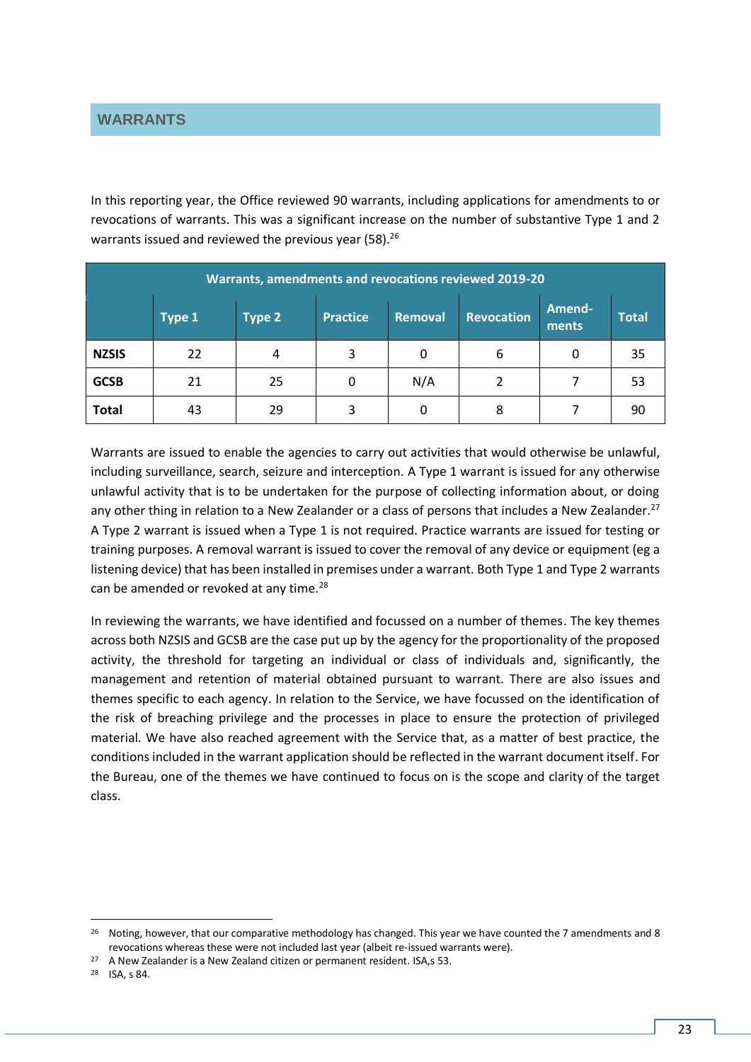## WARRANTS

In this reporting year, the Office reviewed 90 warrants, including applications for amendments to or revocations of warrants. This was a significant increase on the number of substantive Type 1 and 2 warrants issued and reviewed the previous year (58).[26]

| Warrants, amendments and revocations reviewed 2019-20 | | | | | | | |
|---|---|---|---|---|---|---|---|
| | Type 1 | Type 2 | Practice | Removal | Revocation | Amend-ments | Total |
| **NZSIS** | 22 | 4 | 3 | 0 | 6 | 0 | 35 |
| **GCSB** | 21 | 25 | 0 | N/A | 2 | 7 | 53 |
| **Total** | 43 | 29 | 3 | 0 | 8 | 7 | 90 |

Warrants are issued to enable the agencies to carry out activities that would otherwise be unlawful, including surveillance, search, seizure and interception. A Type 1 warrant is issued for any otherwise unlawful activity that is to be undertaken for the purpose of collecting information about, or doing any other thing in relation to a New Zealander or a class of persons that includes a New Zealander.[27] A Type 2 warrant is issued when a Type 1 is not required. Practice warrants are issued for testing or training purposes. A removal warrant is issued to cover the removal of any device or equipment (eg a listening device) that has been installed in premises under a warrant. Both Type 1 and Type 2 warrants can be amended or revoked at any time.[28]

In reviewing the warrants, we have identified and focussed on a number of themes. The key themes across both NZSIS and GCSB are the case put up by the agency for the proportionality of the proposed activity, the threshold for targeting an individual or class of individuals and, significantly, the management and retention of material obtained pursuant to warrant. There are also issues and themes specific to each agency. In relation to the Service, we have focussed on the identification of the risk of breaching privilege and the processes in place to ensure the protection of privileged material. We have also reached agreement with the Service that, as a matter of best practice, the conditions included in the warrant application should be reflected in the warrant document itself. For the Bureau, one of the themes we have continued to focus on is the scope and clarity of the target class.

[26] Noting, however, that our comparative methodology has changed. This year we have counted the 7 amendments and 8 revocations whereas these were not included last year (albeit re-issued warrants were).

[27] A New Zealander is a New Zealand citizen or permanent resident. ISA,s 53.

[28] ISA, s 84.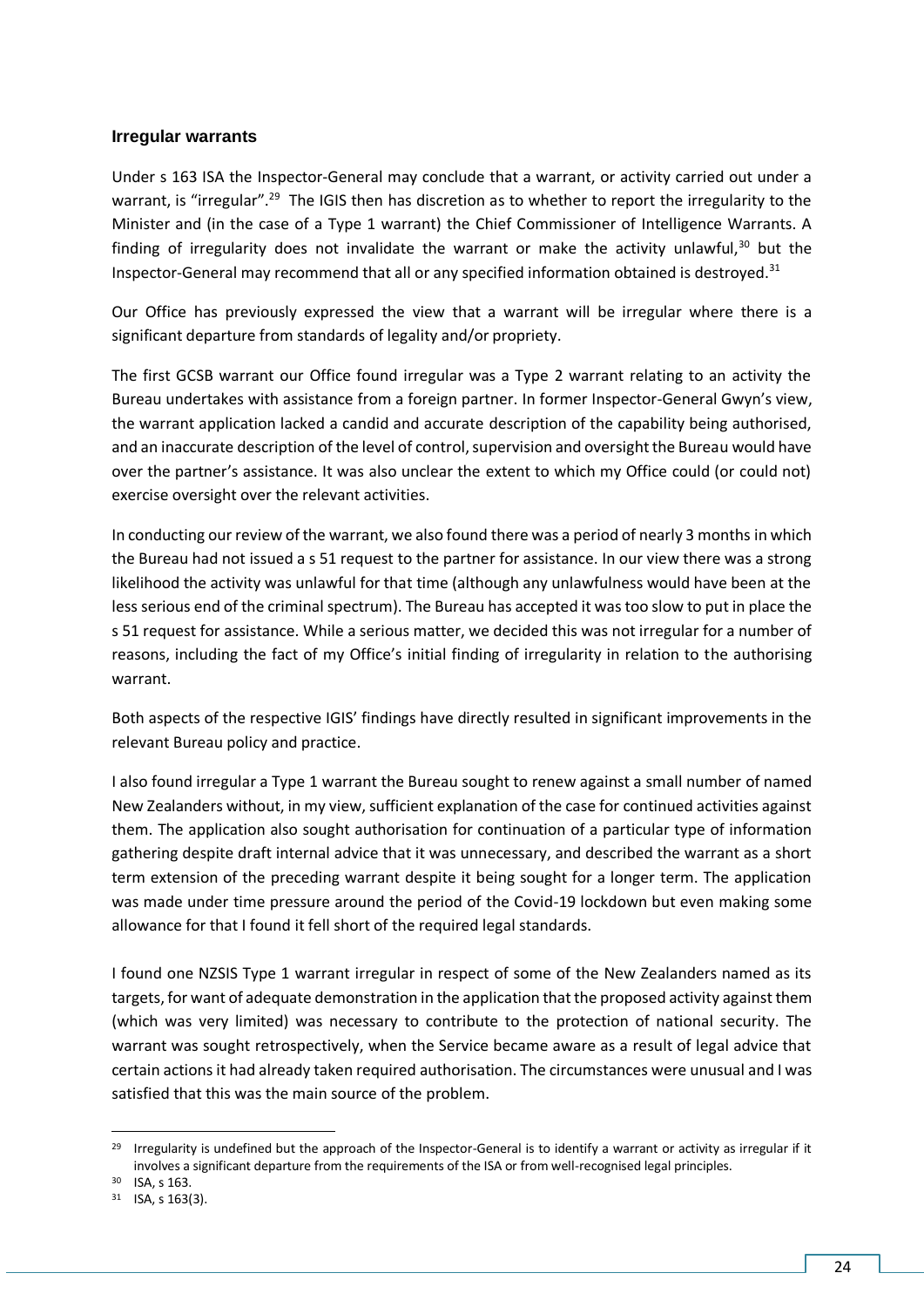### Irregular warrants

Under s 163 ISA the Inspector-General may conclude that a warrant, or activity carried out under a warrant, is "irregular".[29] The IGIS then has discretion as to whether to report the irregularity to the Minister and (in the case of a Type 1 warrant) the Chief Commissioner of Intelligence Warrants. A finding of irregularity does not invalidate the warrant or make the activity unlawful,[30] but the Inspector-General may recommend that all or any specified information obtained is destroyed.[31]

Our Office has previously expressed the view that a warrant will be irregular where there is a significant departure from standards of legality and/or propriety.

The first GCSB warrant our Office found irregular was a Type 2 warrant relating to an activity the Bureau undertakes with assistance from a foreign partner. In former Inspector-General Gwyn's view, the warrant application lacked a candid and accurate description of the capability being authorised, and an inaccurate description of the level of control, supervision and oversight the Bureau would have over the partner's assistance. It was also unclear the extent to which my Office could (or could not) exercise oversight over the relevant activities.

In conducting our review of the warrant, we also found there was a period of nearly 3 months in which the Bureau had not issued a s 51 request to the partner for assistance. In our view there was a strong likelihood the activity was unlawful for that time (although any unlawfulness would have been at the less serious end of the criminal spectrum). The Bureau has accepted it was too slow to put in place the s 51 request for assistance. While a serious matter, we decided this was not irregular for a number of reasons, including the fact of my Office's initial finding of irregularity in relation to the authorising warrant.

Both aspects of the respective IGIS' findings have directly resulted in significant improvements in the relevant Bureau policy and practice.

I also found irregular a Type 1 warrant the Bureau sought to renew against a small number of named New Zealanders without, in my view, sufficient explanation of the case for continued activities against them. The application also sought authorisation for continuation of a particular type of information gathering despite draft internal advice that it was unnecessary, and described the warrant as a short term extension of the preceding warrant despite it being sought for a longer term. The application was made under time pressure around the period of the Covid-19 lockdown but even making some allowance for that I found it fell short of the required legal standards.

I found one NZSIS Type 1 warrant irregular in respect of some of the New Zealanders named as its targets, for want of adequate demonstration in the application that the proposed activity against them (which was very limited) was necessary to contribute to the protection of national security. The warrant was sought retrospectively, when the Service became aware as a result of legal advice that certain actions it had already taken required authorisation. The circumstances were unusual and I was satisfied that this was the main source of the problem.

---

[29] Irregularity is undefined but the approach of the Inspector-General is to identify a warrant or activity as irregular if it involves a significant departure from the requirements of the ISA or from well-recognised legal principles.

[30] ISA, s 163.

[31] ISA, s 163(3).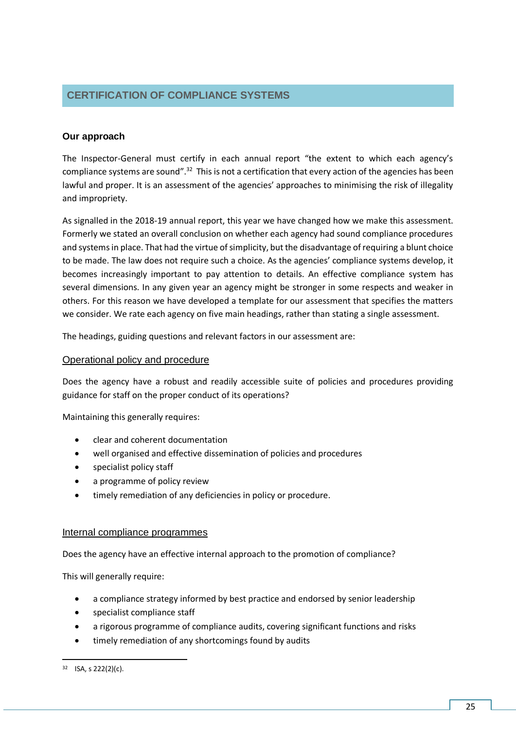# CERTIFICATION OF COMPLIANCE SYSTEMS

## Our approach

The Inspector-General must certify in each annual report "the extent to which each agency's compliance systems are sound".[32] This is not a certification that every action of the agencies has been lawful and proper. It is an assessment of the agencies' approaches to minimising the risk of illegality and impropriety.

As signalled in the 2018-19 annual report, this year we have changed how we make this assessment. Formerly we stated an overall conclusion on whether each agency had sound compliance procedures and systems in place. That had the virtue of simplicity, but the disadvantage of requiring a blunt choice to be made. The law does not require such a choice. As the agencies' compliance systems develop, it becomes increasingly important to pay attention to details. An effective compliance system has several dimensions. In any given year an agency might be stronger in some respects and weaker in others. For this reason we have developed a template for our assessment that specifies the matters we consider. We rate each agency on five main headings, rather than stating a single assessment.

The headings, guiding questions and relevant factors in our assessment are:

### Operational policy and procedure

Does the agency have a robust and readily accessible suite of policies and procedures providing guidance for staff on the proper conduct of its operations?

Maintaining this generally requires:

- clear and coherent documentation
- well organised and effective dissemination of policies and procedures
- specialist policy staff
- a programme of policy review
- timely remediation of any deficiencies in policy or procedure.

### Internal compliance programmes

Does the agency have an effective internal approach to the promotion of compliance?

This will generally require:

- a compliance strategy informed by best practice and endorsed by senior leadership
- specialist compliance staff
- a rigorous programme of compliance audits, covering significant functions and risks
- timely remediation of any shortcomings found by audits

[32] ISA, s 222(2)(c).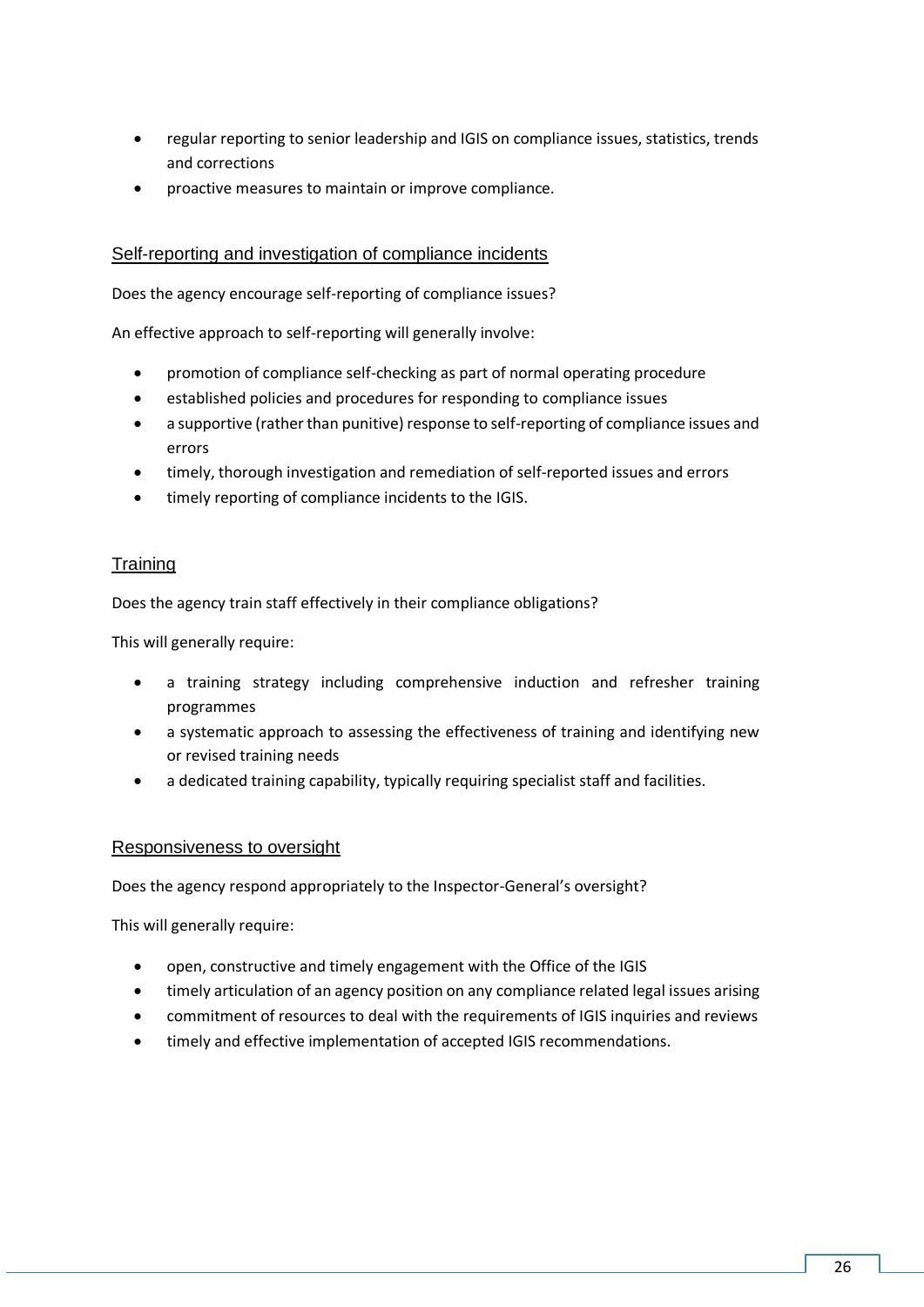- regular reporting to senior leadership and IGIS on compliance issues, statistics, trends and corrections
- proactive measures to maintain or improve compliance.

### Self-reporting and investigation of compliance incidents

Does the agency encourage self-reporting of compliance issues?

An effective approach to self-reporting will generally involve:

- promotion of compliance self-checking as part of normal operating procedure
- established policies and procedures for responding to compliance issues
- a supportive (rather than punitive) response to self-reporting of compliance issues and errors
- timely, thorough investigation and remediation of self-reported issues and errors
- timely reporting of compliance incidents to the IGIS.

### Training

Does the agency train staff effectively in their compliance obligations?

This will generally require:

- a training strategy including comprehensive induction and refresher training programmes
- a systematic approach to assessing the effectiveness of training and identifying new or revised training needs
- a dedicated training capability, typically requiring specialist staff and facilities.

### Responsiveness to oversight

Does the agency respond appropriately to the Inspector-General's oversight?

This will generally require:

- open, constructive and timely engagement with the Office of the IGIS
- timely articulation of an agency position on any compliance related legal issues arising
- commitment of resources to deal with the requirements of IGIS inquiries and reviews
- timely and effective implementation of accepted IGIS recommendations.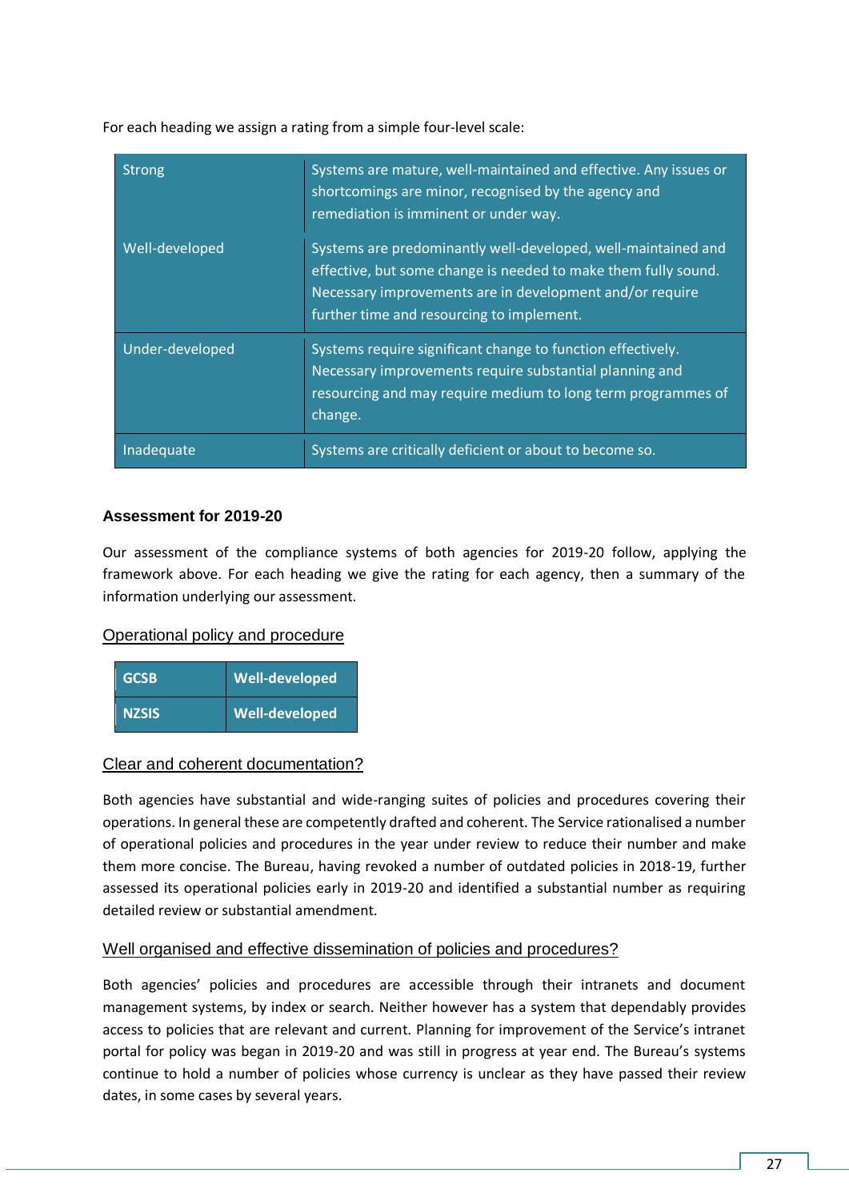For each heading we assign a rating from a simple four-level scale:

| | |
|---|---|
| Strong | Systems are mature, well-maintained and effective. Any issues or shortcomings are minor, recognised by the agency and remediation is imminent or under way. |
| Well-developed | Systems are predominantly well-developed, well-maintained and effective, but some change is needed to make them fully sound. Necessary improvements are in development and/or require further time and resourcing to implement. |
| Under-developed | Systems require significant change to function effectively. Necessary improvements require substantial planning and resourcing and may require medium to long term programmes of change. |
| Inadequate | Systems are critically deficient or about to become so. |

### Assessment for 2019-20

Our assessment of the compliance systems of both agencies for 2019-20 follow, applying the framework above. For each heading we give the rating for each agency, then a summary of the information underlying our assessment.

#### Operational policy and procedure

| | |
|---|---|
| **GCSB** | **Well-developed** |
| **NZSIS** | **Well-developed** |

#### Clear and coherent documentation?

Both agencies have substantial and wide-ranging suites of policies and procedures covering their operations. In general these are competently drafted and coherent. The Service rationalised a number of operational policies and procedures in the year under review to reduce their number and make them more concise. The Bureau, having revoked a number of outdated policies in 2018-19, further assessed its operational policies early in 2019-20 and identified a substantial number as requiring detailed review or substantial amendment.

#### Well organised and effective dissemination of policies and procedures?

Both agencies' policies and procedures are accessible through their intranets and document management systems, by index or search. Neither however has a system that dependably provides access to policies that are relevant and current. Planning for improvement of the Service's intranet portal for policy was began in 2019-20 and was still in progress at year end. The Bureau's systems continue to hold a number of policies whose currency is unclear as they have passed their review dates, in some cases by several years.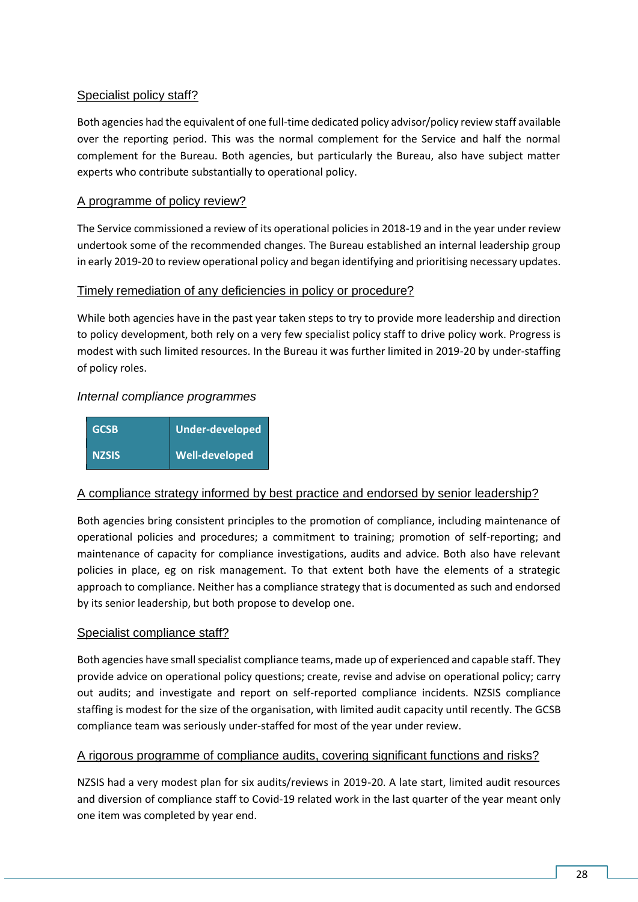Specialist policy staff?

Both agencies had the equivalent of one full-time dedicated policy advisor/policy review staff available over the reporting period. This was the normal complement for the Service and half the normal complement for the Bureau. Both agencies, but particularly the Bureau, also have subject matter experts who contribute substantially to operational policy.

A programme of policy review?

The Service commissioned a review of its operational policies in 2018-19 and in the year under review undertook some of the recommended changes. The Bureau established an internal leadership group in early 2019-20 to review operational policy and began identifying and prioritising necessary updates.

Timely remediation of any deficiencies in policy or procedure?

While both agencies have in the past year taken steps to try to provide more leadership and direction to policy development, both rely on a very few specialist policy staff to drive policy work. Progress is modest with such limited resources. In the Bureau it was further limited in 2019-20 by under-staffing of policy roles.

*Internal compliance programmes*

| GCSB | Under-developed |
|---|---|
| NZSIS | Well-developed |

A compliance strategy informed by best practice and endorsed by senior leadership?

Both agencies bring consistent principles to the promotion of compliance, including maintenance of operational policies and procedures; a commitment to training; promotion of self-reporting; and maintenance of capacity for compliance investigations, audits and advice. Both also have relevant policies in place, eg on risk management. To that extent both have the elements of a strategic approach to compliance. Neither has a compliance strategy that is documented as such and endorsed by its senior leadership, but both propose to develop one.

Specialist compliance staff?

Both agencies have small specialist compliance teams, made up of experienced and capable staff. They provide advice on operational policy questions; create, revise and advise on operational policy; carry out audits; and investigate and report on self-reported compliance incidents. NZSIS compliance staffing is modest for the size of the organisation, with limited audit capacity until recently. The GCSB compliance team was seriously under-staffed for most of the year under review.

A rigorous programme of compliance audits, covering significant functions and risks?

NZSIS had a very modest plan for six audits/reviews in 2019-20. A late start, limited audit resources and diversion of compliance staff to Covid-19 related work in the last quarter of the year meant only one item was completed by year end.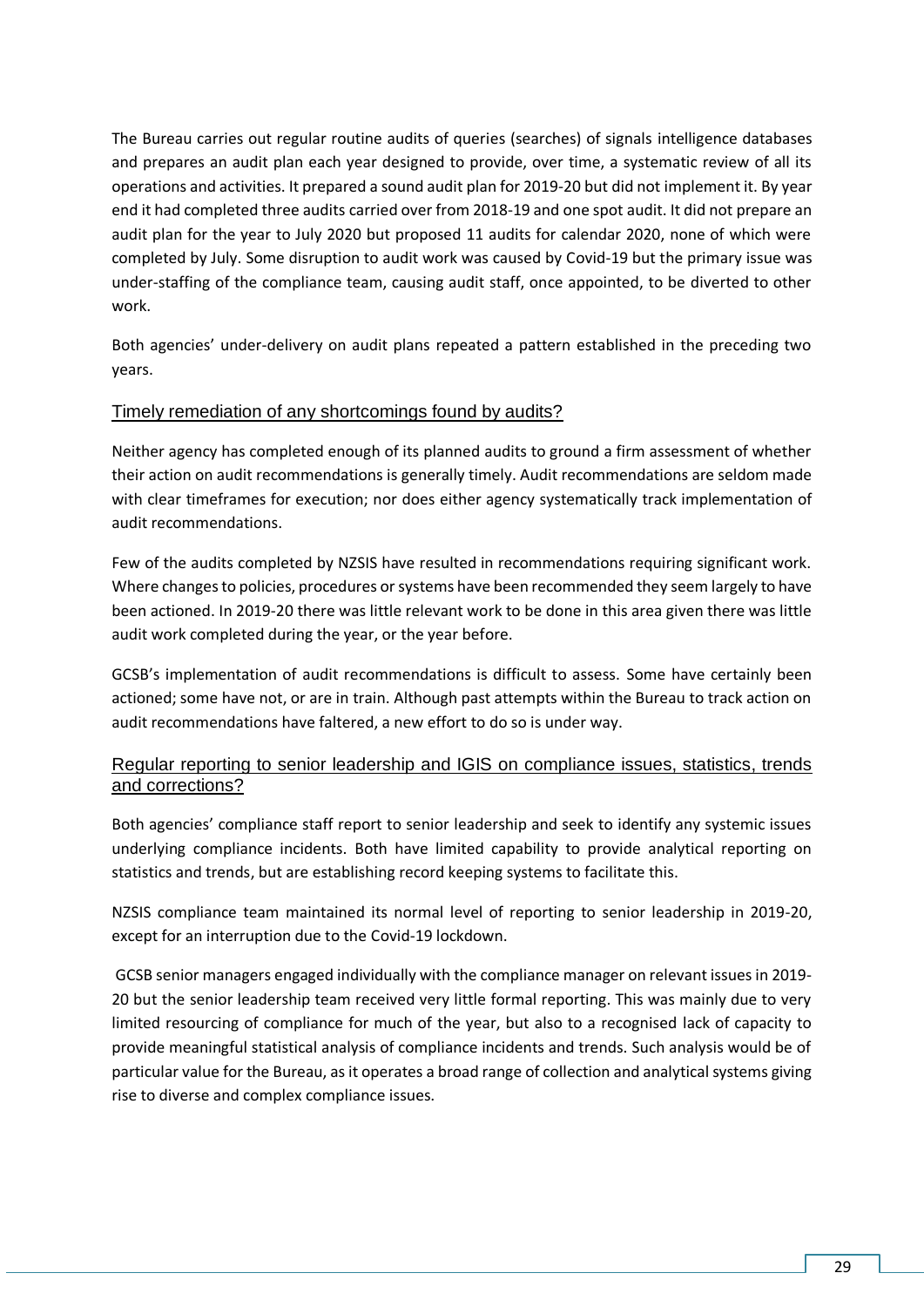The Bureau carries out regular routine audits of queries (searches) of signals intelligence databases and prepares an audit plan each year designed to provide, over time, a systematic review of all its operations and activities. It prepared a sound audit plan for 2019-20 but did not implement it. By year end it had completed three audits carried over from 2018-19 and one spot audit. It did not prepare an audit plan for the year to July 2020 but proposed 11 audits for calendar 2020, none of which were completed by July. Some disruption to audit work was caused by Covid-19 but the primary issue was under-staffing of the compliance team, causing audit staff, once appointed, to be diverted to other work.

Both agencies' under-delivery on audit plans repeated a pattern established in the preceding two years.

### Timely remediation of any shortcomings found by audits?

Neither agency has completed enough of its planned audits to ground a firm assessment of whether their action on audit recommendations is generally timely. Audit recommendations are seldom made with clear timeframes for execution; nor does either agency systematically track implementation of audit recommendations.

Few of the audits completed by NZSIS have resulted in recommendations requiring significant work. Where changes to policies, procedures or systems have been recommended they seem largely to have been actioned. In 2019-20 there was little relevant work to be done in this area given there was little audit work completed during the year, or the year before.

GCSB's implementation of audit recommendations is difficult to assess. Some have certainly been actioned; some have not, or are in train. Although past attempts within the Bureau to track action on audit recommendations have faltered, a new effort to do so is under way.

### Regular reporting to senior leadership and IGIS on compliance issues, statistics, trends and corrections?

Both agencies' compliance staff report to senior leadership and seek to identify any systemic issues underlying compliance incidents. Both have limited capability to provide analytical reporting on statistics and trends, but are establishing record keeping systems to facilitate this.

NZSIS compliance team maintained its normal level of reporting to senior leadership in 2019-20, except for an interruption due to the Covid-19 lockdown.

GCSB senior managers engaged individually with the compliance manager on relevant issues in 2019-20 but the senior leadership team received very little formal reporting. This was mainly due to very limited resourcing of compliance for much of the year, but also to a recognised lack of capacity to provide meaningful statistical analysis of compliance incidents and trends. Such analysis would be of particular value for the Bureau, as it operates a broad range of collection and analytical systems giving rise to diverse and complex compliance issues.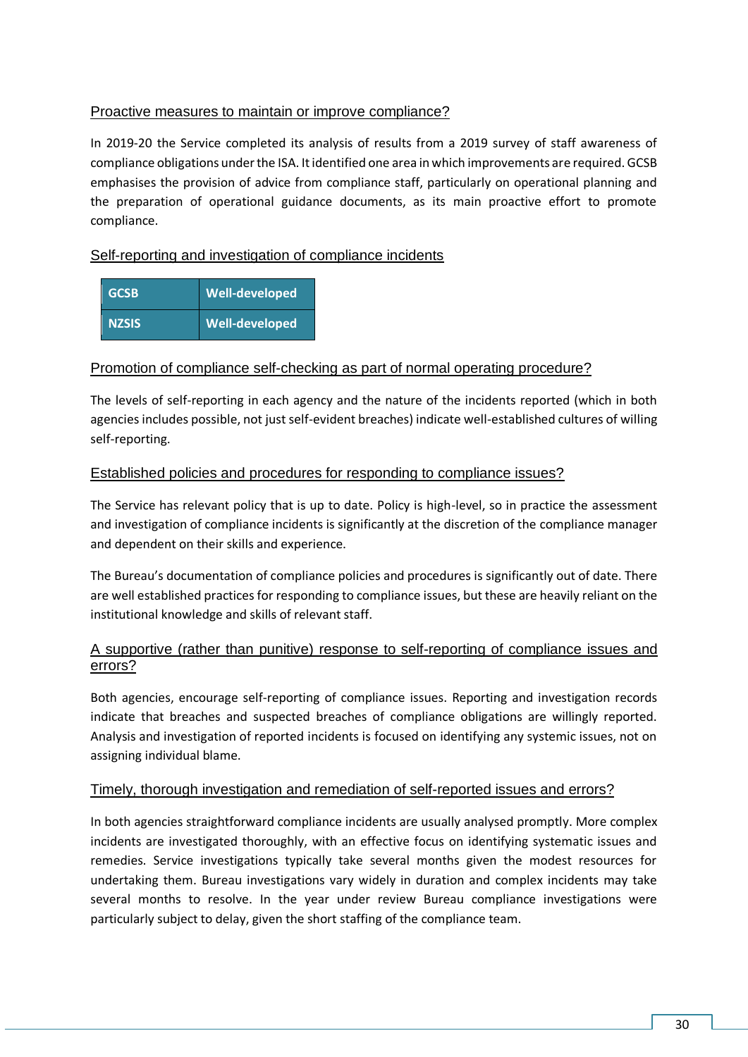### Proactive measures to maintain or improve compliance?

In 2019-20 the Service completed its analysis of results from a 2019 survey of staff awareness of compliance obligations under the ISA. It identified one area in which improvements are required. GCSB emphasises the provision of advice from compliance staff, particularly on operational planning and the preparation of operational guidance documents, as its main proactive effort to promote compliance.

### Self-reporting and investigation of compliance incidents

| GCSB | Well-developed |
|---|---|
| NZSIS | Well-developed |

### Promotion of compliance self-checking as part of normal operating procedure?

The levels of self-reporting in each agency and the nature of the incidents reported (which in both agencies includes possible, not just self-evident breaches) indicate well-established cultures of willing self-reporting.

### Established policies and procedures for responding to compliance issues?

The Service has relevant policy that is up to date. Policy is high-level, so in practice the assessment and investigation of compliance incidents is significantly at the discretion of the compliance manager and dependent on their skills and experience.

The Bureau's documentation of compliance policies and procedures is significantly out of date. There are well established practices for responding to compliance issues, but these are heavily reliant on the institutional knowledge and skills of relevant staff.

### A supportive (rather than punitive) response to self-reporting of compliance issues and errors?

Both agencies, encourage self-reporting of compliance issues. Reporting and investigation records indicate that breaches and suspected breaches of compliance obligations are willingly reported. Analysis and investigation of reported incidents is focused on identifying any systemic issues, not on assigning individual blame.

### Timely, thorough investigation and remediation of self-reported issues and errors?

In both agencies straightforward compliance incidents are usually analysed promptly. More complex incidents are investigated thoroughly, with an effective focus on identifying systematic issues and remedies. Service investigations typically take several months given the modest resources for undertaking them. Bureau investigations vary widely in duration and complex incidents may take several months to resolve. In the year under review Bureau compliance investigations were particularly subject to delay, given the short staffing of the compliance team.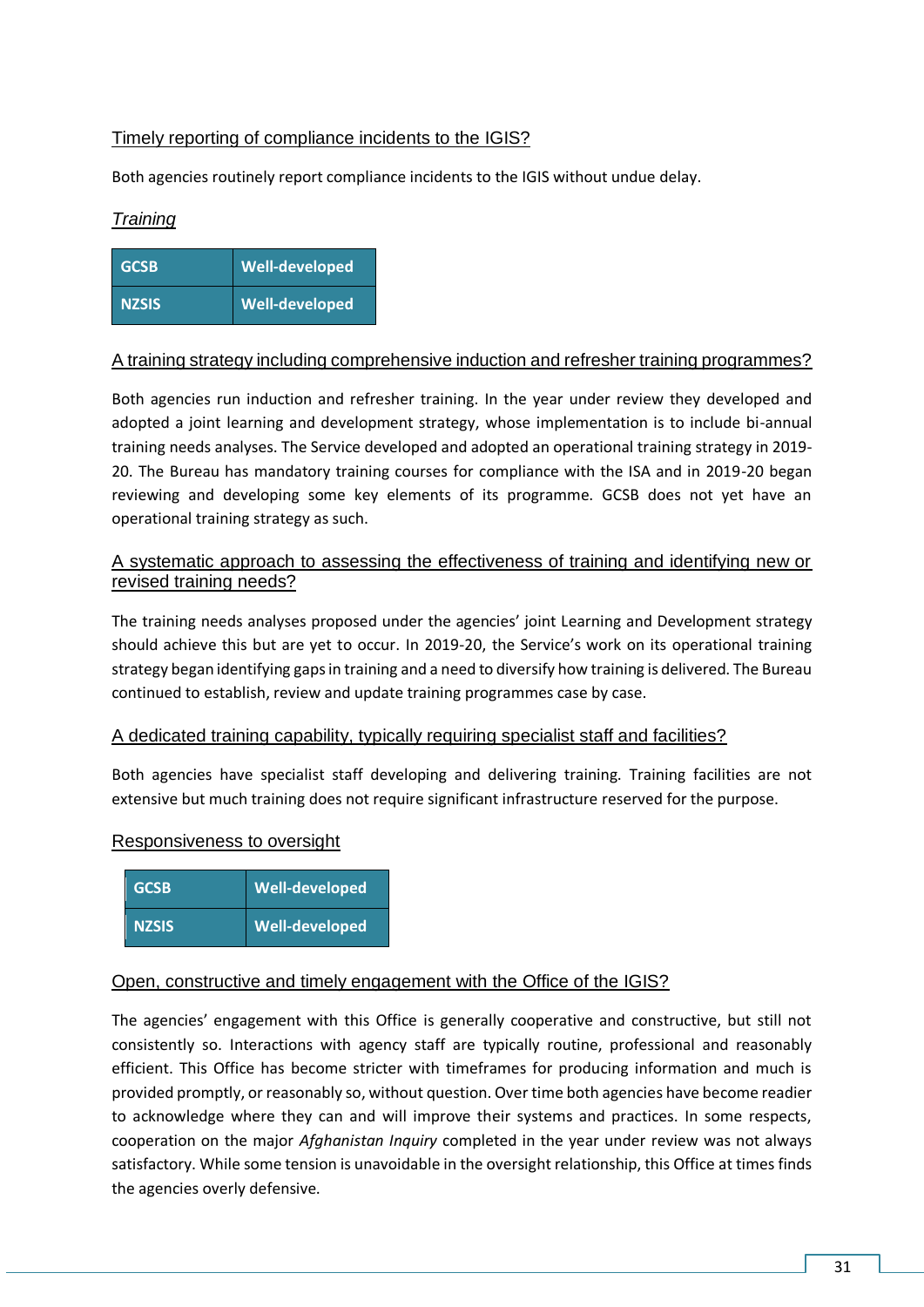Timely reporting of compliance incidents to the IGIS?

Both agencies routinely report compliance incidents to the IGIS without undue delay.

### *Training*

| GCSB | Well-developed |
|---|---|
| NZSIS | Well-developed |

A training strategy including comprehensive induction and refresher training programmes?

Both agencies run induction and refresher training. In the year under review they developed and adopted a joint learning and development strategy, whose implementation is to include bi-annual training needs analyses. The Service developed and adopted an operational training strategy in 2019-20. The Bureau has mandatory training courses for compliance with the ISA and in 2019-20 began reviewing and developing some key elements of its programme. GCSB does not yet have an operational training strategy as such.

A systematic approach to assessing the effectiveness of training and identifying new or revised training needs?

The training needs analyses proposed under the agencies' joint Learning and Development strategy should achieve this but are yet to occur. In 2019-20, the Service's work on its operational training strategy began identifying gaps in training and a need to diversify how training is delivered. The Bureau continued to establish, review and update training programmes case by case.

A dedicated training capability, typically requiring specialist staff and facilities?

Both agencies have specialist staff developing and delivering training. Training facilities are not extensive but much training does not require significant infrastructure reserved for the purpose.

### Responsiveness to oversight

| GCSB | Well-developed |
|---|---|
| NZSIS | Well-developed |

Open, constructive and timely engagement with the Office of the IGIS?

The agencies' engagement with this Office is generally cooperative and constructive, but still not consistently so. Interactions with agency staff are typically routine, professional and reasonably efficient. This Office has become stricter with timeframes for producing information and much is provided promptly, or reasonably so, without question. Over time both agencies have become readier to acknowledge where they can and will improve their systems and practices. In some respects, cooperation on the major *Afghanistan Inquiry* completed in the year under review was not always satisfactory. While some tension is unavoidable in the oversight relationship, this Office at times finds the agencies overly defensive.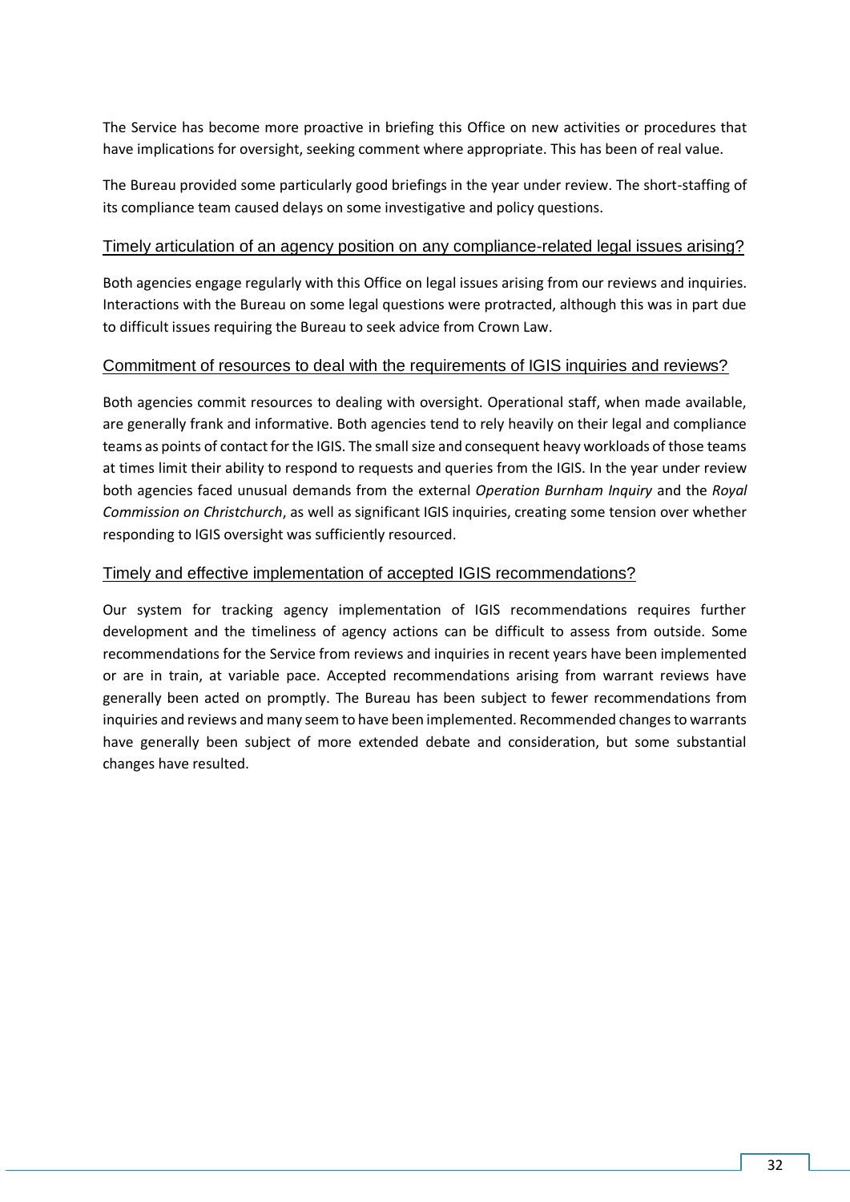The Service has become more proactive in briefing this Office on new activities or procedures that have implications for oversight, seeking comment where appropriate. This has been of real value.

The Bureau provided some particularly good briefings in the year under review. The short-staffing of its compliance team caused delays on some investigative and policy questions.

### Timely articulation of an agency position on any compliance-related legal issues arising?

Both agencies engage regularly with this Office on legal issues arising from our reviews and inquiries. Interactions with the Bureau on some legal questions were protracted, although this was in part due to difficult issues requiring the Bureau to seek advice from Crown Law.

### Commitment of resources to deal with the requirements of IGIS inquiries and reviews?

Both agencies commit resources to dealing with oversight. Operational staff, when made available, are generally frank and informative. Both agencies tend to rely heavily on their legal and compliance teams as points of contact for the IGIS. The small size and consequent heavy workloads of those teams at times limit their ability to respond to requests and queries from the IGIS. In the year under review both agencies faced unusual demands from the external *Operation Burnham Inquiry* and the *Royal Commission on Christchurch*, as well as significant IGIS inquiries, creating some tension over whether responding to IGIS oversight was sufficiently resourced.

### Timely and effective implementation of accepted IGIS recommendations?

Our system for tracking agency implementation of IGIS recommendations requires further development and the timeliness of agency actions can be difficult to assess from outside. Some recommendations for the Service from reviews and inquiries in recent years have been implemented or are in train, at variable pace. Accepted recommendations arising from warrant reviews have generally been acted on promptly. The Bureau has been subject to fewer recommendations from inquiries and reviews and many seem to have been implemented. Recommended changes to warrants have generally been subject of more extended debate and consideration, but some substantial changes have resulted.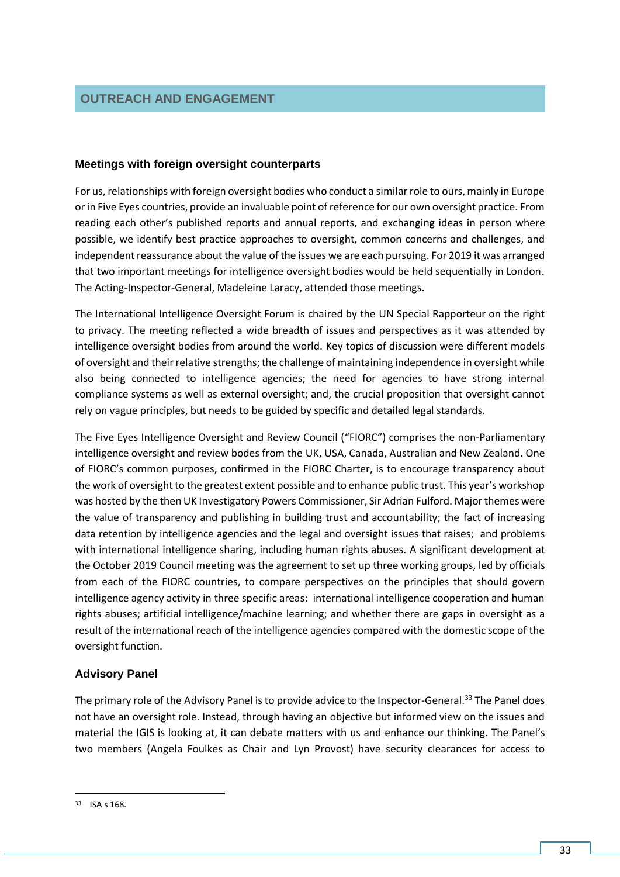## OUTREACH AND ENGAGEMENT

### Meetings with foreign oversight counterparts

For us, relationships with foreign oversight bodies who conduct a similar role to ours, mainly in Europe or in Five Eyes countries, provide an invaluable point of reference for our own oversight practice. From reading each other's published reports and annual reports, and exchanging ideas in person where possible, we identify best practice approaches to oversight, common concerns and challenges, and independent reassurance about the value of the issues we are each pursuing. For 2019 it was arranged that two important meetings for intelligence oversight bodies would be held sequentially in London. The Acting-Inspector-General, Madeleine Laracy, attended those meetings.

The International Intelligence Oversight Forum is chaired by the UN Special Rapporteur on the right to privacy. The meeting reflected a wide breadth of issues and perspectives as it was attended by intelligence oversight bodies from around the world. Key topics of discussion were different models of oversight and their relative strengths; the challenge of maintaining independence in oversight while also being connected to intelligence agencies; the need for agencies to have strong internal compliance systems as well as external oversight; and, the crucial proposition that oversight cannot rely on vague principles, but needs to be guided by specific and detailed legal standards.

The Five Eyes Intelligence Oversight and Review Council ("FIORC") comprises the non-Parliamentary intelligence oversight and review bodes from the UK, USA, Canada, Australian and New Zealand. One of FIORC's common purposes, confirmed in the FIORC Charter, is to encourage transparency about the work of oversight to the greatest extent possible and to enhance public trust. This year's workshop was hosted by the then UK Investigatory Powers Commissioner, Sir Adrian Fulford. Major themes were the value of transparency and publishing in building trust and accountability; the fact of increasing data retention by intelligence agencies and the legal and oversight issues that raises; and problems with international intelligence sharing, including human rights abuses. A significant development at the October 2019 Council meeting was the agreement to set up three working groups, led by officials from each of the FIORC countries, to compare perspectives on the principles that should govern intelligence agency activity in three specific areas: international intelligence cooperation and human rights abuses; artificial intelligence/machine learning; and whether there are gaps in oversight as a result of the international reach of the intelligence agencies compared with the domestic scope of the oversight function.

### Advisory Panel

The primary role of the Advisory Panel is to provide advice to the Inspector-General.[33] The Panel does not have an oversight role. Instead, through having an objective but informed view on the issues and material the IGIS is looking at, it can debate matters with us and enhance our thinking. The Panel's two members (Angela Foulkes as Chair and Lyn Provost) have security clearances for access to

---

33 ISA s 168.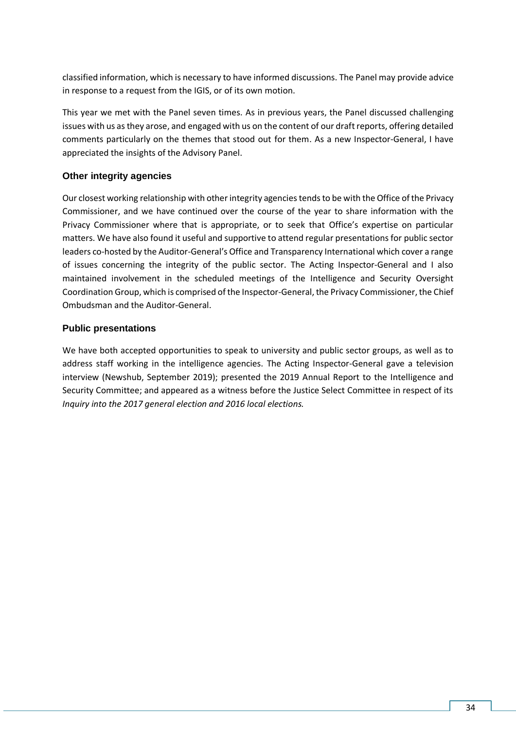classified information, which is necessary to have informed discussions. The Panel may provide advice in response to a request from the IGIS, or of its own motion.

This year we met with the Panel seven times. As in previous years, the Panel discussed challenging issues with us as they arose, and engaged with us on the content of our draft reports, offering detailed comments particularly on the themes that stood out for them. As a new Inspector-General, I have appreciated the insights of the Advisory Panel.

### Other integrity agencies

Our closest working relationship with other integrity agencies tends to be with the Office of the Privacy Commissioner, and we have continued over the course of the year to share information with the Privacy Commissioner where that is appropriate, or to seek that Office's expertise on particular matters. We have also found it useful and supportive to attend regular presentations for public sector leaders co-hosted by the Auditor-General's Office and Transparency International which cover a range of issues concerning the integrity of the public sector. The Acting Inspector-General and I also maintained involvement in the scheduled meetings of the Intelligence and Security Oversight Coordination Group, which is comprised of the Inspector-General, the Privacy Commissioner, the Chief Ombudsman and the Auditor-General.

### Public presentations

We have both accepted opportunities to speak to university and public sector groups, as well as to address staff working in the intelligence agencies. The Acting Inspector-General gave a television interview (Newshub, September 2019); presented the 2019 Annual Report to the Intelligence and Security Committee; and appeared as a witness before the Justice Select Committee in respect of its *Inquiry into the 2017 general election and 2016 local elections.*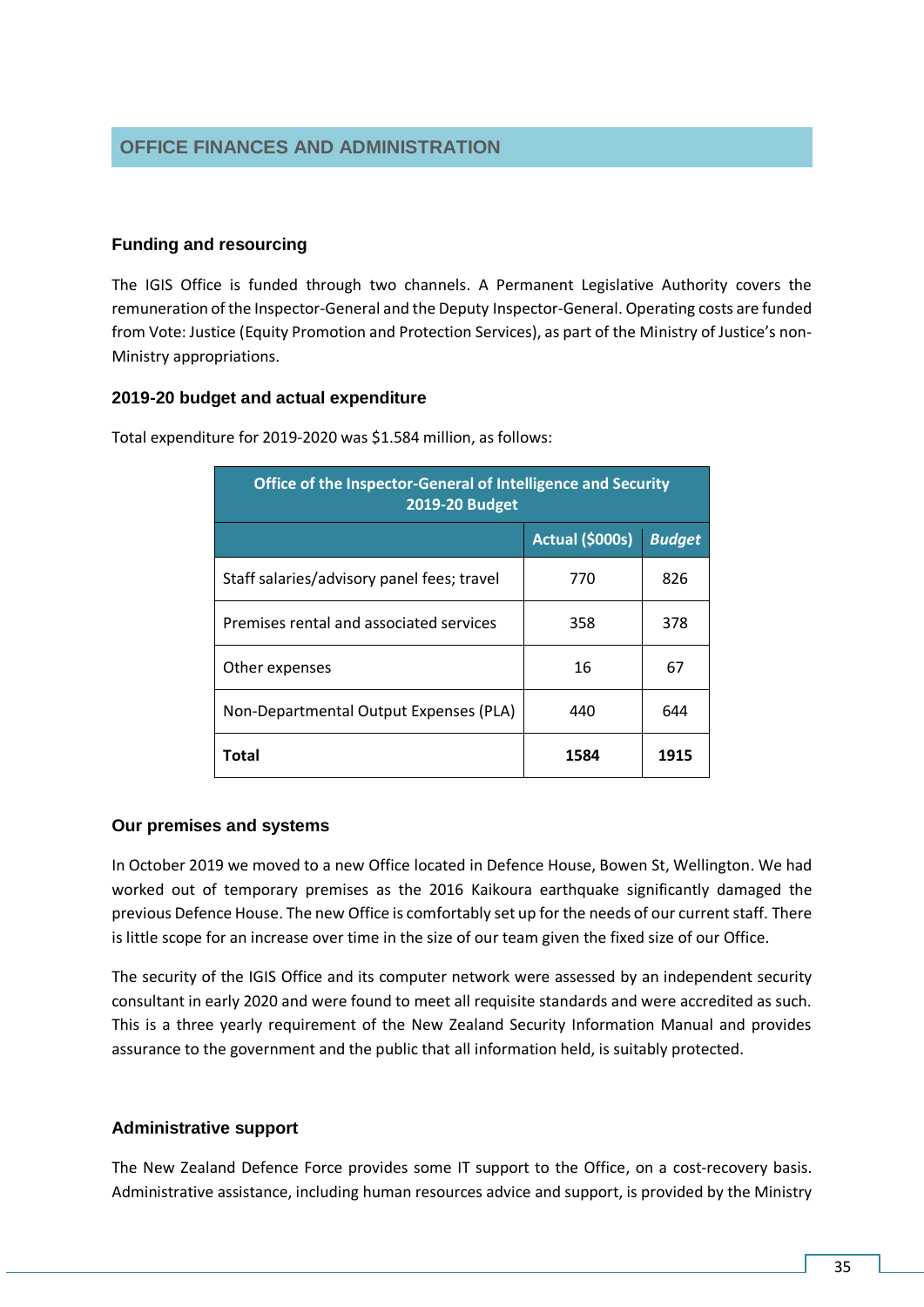## OFFICE FINANCES AND ADMINISTRATION

### Funding and resourcing

The IGIS Office is funded through two channels. A Permanent Legislative Authority covers the remuneration of the Inspector-General and the Deputy Inspector-General. Operating costs are funded from Vote: Justice (Equity Promotion and Protection Services), as part of the Ministry of Justice's non-Ministry appropriations.

### 2019-20 budget and actual expenditure

Total expenditure for 2019-2020 was $1.584 million, as follows:

| Office of the Inspector-General of Intelligence and Security 2019-20 Budget | | |
|---|---|---|
| | **Actual ($000s)** | ***Budget*** |
| Staff salaries/advisory panel fees; travel | 770 | 826 |
| Premises rental and associated services | 358 | 378 |
| Other expenses | 16 | 67 |
| Non-Departmental Output Expenses (PLA) | 440 | 644 |
| **Total** | **1584** | **1915** |

### Our premises and systems

In October 2019 we moved to a new Office located in Defence House, Bowen St, Wellington. We had worked out of temporary premises as the 2016 Kaikoura earthquake significantly damaged the previous Defence House. The new Office is comfortably set up for the needs of our current staff. There is little scope for an increase over time in the size of our team given the fixed size of our Office.

The security of the IGIS Office and its computer network were assessed by an independent security consultant in early 2020 and were found to meet all requisite standards and were accredited as such. This is a three yearly requirement of the New Zealand Security Information Manual and provides assurance to the government and the public that all information held, is suitably protected.

### Administrative support

The New Zealand Defence Force provides some IT support to the Office, on a cost-recovery basis. Administrative assistance, including human resources advice and support, is provided by the Ministry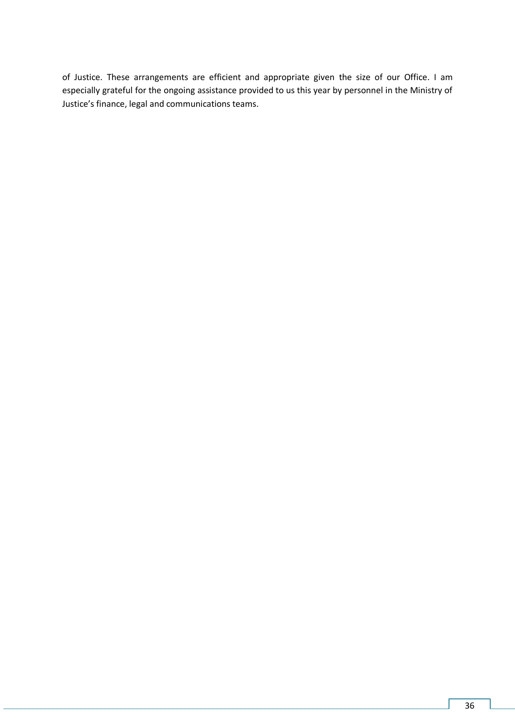of Justice. These arrangements are efficient and appropriate given the size of our Office. I am especially grateful for the ongoing assistance provided to us this year by personnel in the Ministry of Justice's finance, legal and communications teams.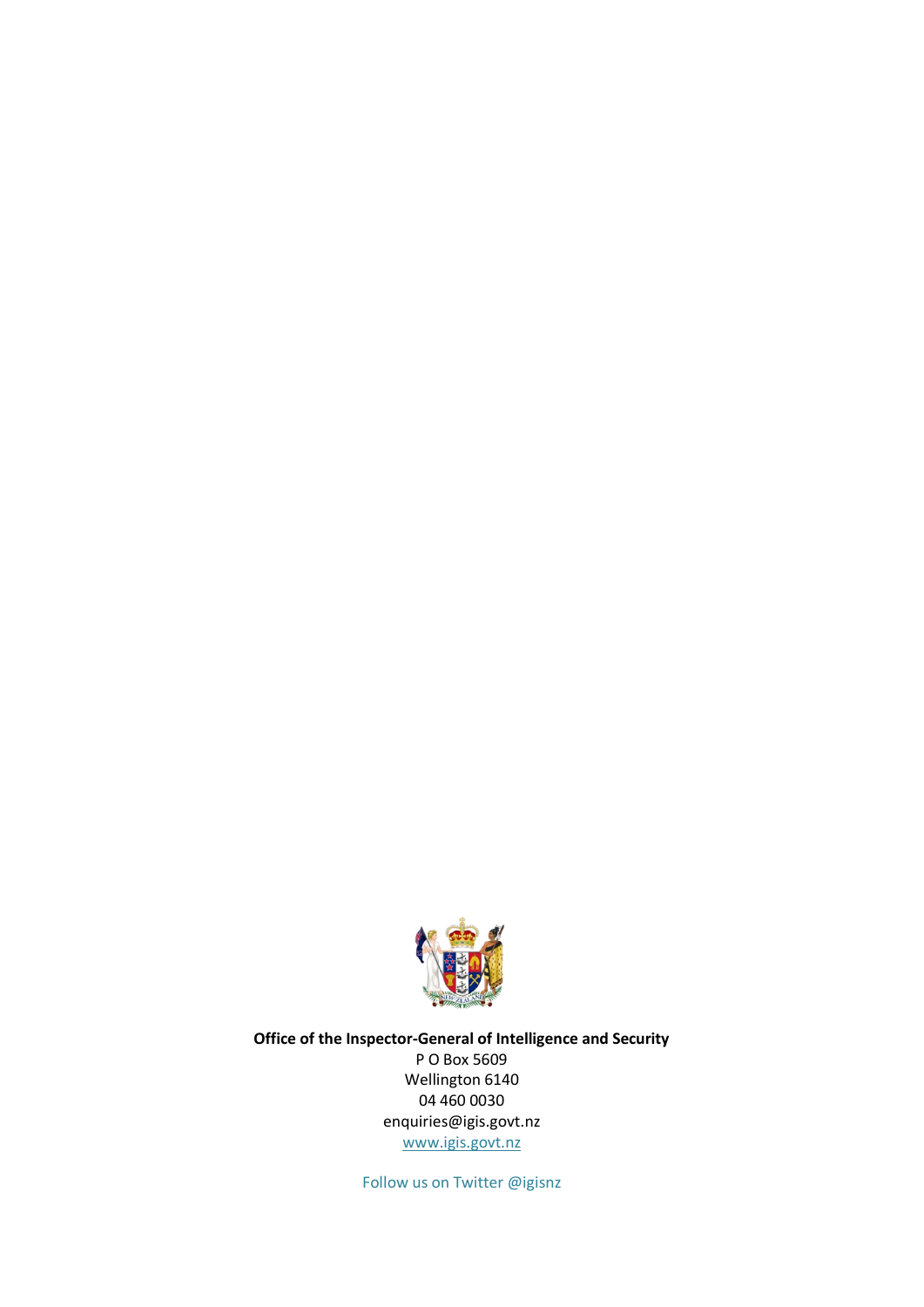**Office of the Inspector-General of Intelligence and Security**
P O Box 5609
Wellington 6140
04 460 0030
enquiries@igis.govt.nz
www.igis.govt.nz

Follow us on Twitter @igisnz